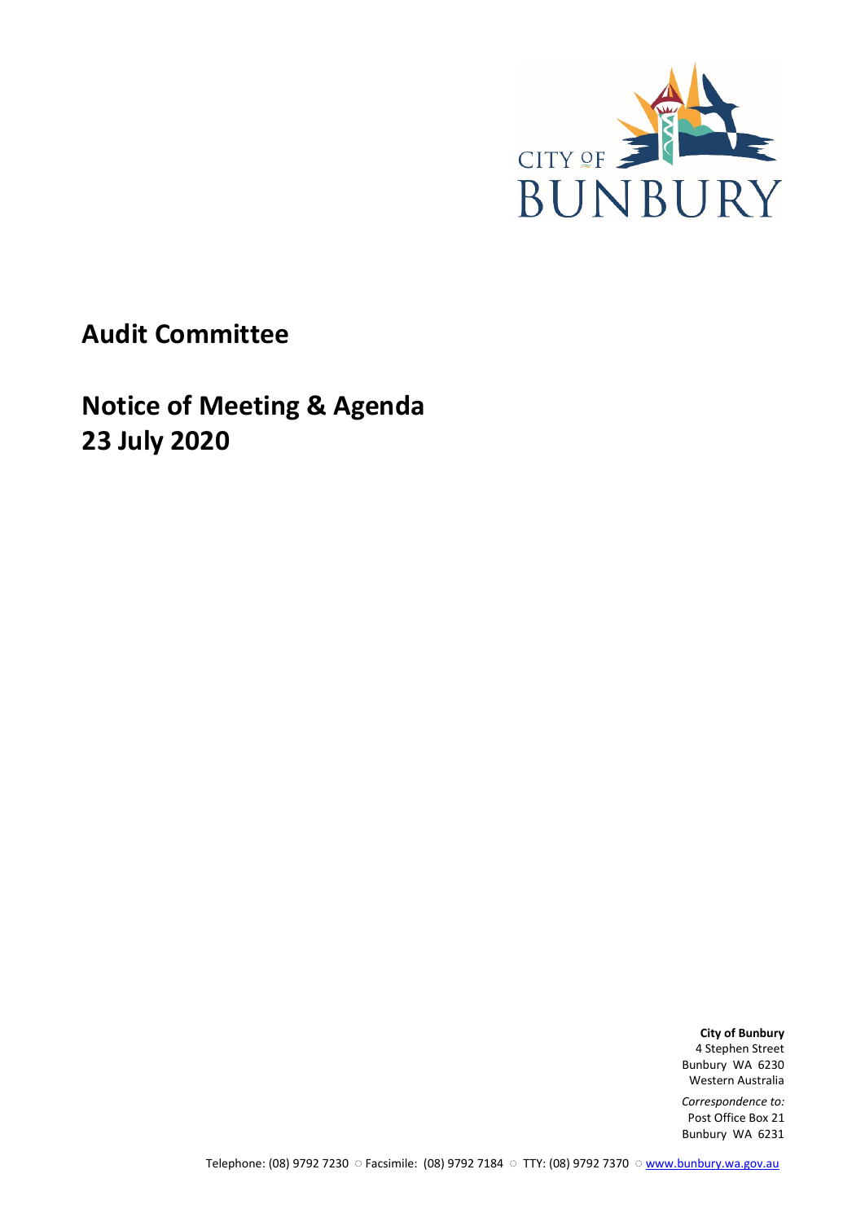# Audit Committee

## Notice of Meeting & Agenda
## 23 July 2020

**City of Bunbury**
4 Stephen Street
Bunbury WA 6230
Western Australia

*Correspondence to:*
Post Office Box 21
Bunbury WA 6231

Telephone: (08) 9792 7230 ○ Facsimile: (08) 9792 7184 ○ TTY: (08) 9792 7370 ○ www.bunbury.wa.gov.au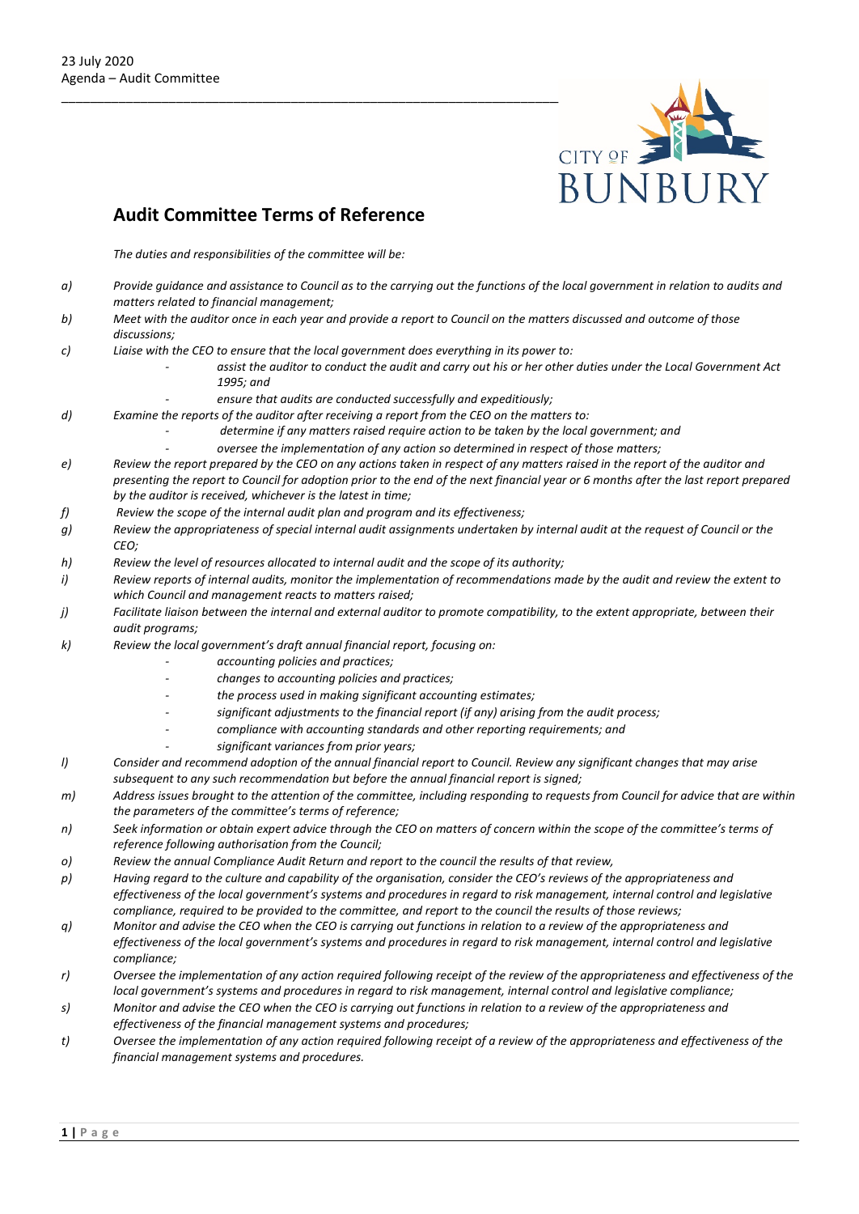## Audit Committee Terms of Reference

*The duties and responsibilities of the committee will be:*

a) *Provide guidance and assistance to Council as to the carrying out the functions of the local government in relation to audits and matters related to financial management;*

b) *Meet with the auditor once in each year and provide a report to Council on the matters discussed and outcome of those discussions;*

c) *Liaise with the CEO to ensure that the local government does everything in its power to:*
   - *assist the auditor to conduct the audit and carry out his or her other duties under the Local Government Act 1995; and*
   - *ensure that audits are conducted successfully and expeditiously;*

d) *Examine the reports of the auditor after receiving a report from the CEO on the matters to:*
   - *determine if any matters raised require action to be taken by the local government; and*
   - *oversee the implementation of any action so determined in respect of those matters;*

e) *Review the report prepared by the CEO on any actions taken in respect of any matters raised in the report of the auditor and presenting the report to Council for adoption prior to the end of the next financial year or 6 months after the last report prepared by the auditor is received, whichever is the latest in time;*

f) *Review the scope of the internal audit plan and program and its effectiveness;*

g) *Review the appropriateness of special internal audit assignments undertaken by internal audit at the request of Council or the CEO;*

h) *Review the level of resources allocated to internal audit and the scope of its authority;*

i) *Review reports of internal audits, monitor the implementation of recommendations made by the audit and review the extent to which Council and management reacts to matters raised;*

j) *Facilitate liaison between the internal and external auditor to promote compatibility, to the extent appropriate, between their audit programs;*

k) *Review the local government's draft annual financial report, focusing on:*
   - *accounting policies and practices;*
   - *changes to accounting policies and practices;*
   - *the process used in making significant accounting estimates;*
   - *significant adjustments to the financial report (if any) arising from the audit process;*
   - *compliance with accounting standards and other reporting requirements; and*
   - *significant variances from prior years;*

l) *Consider and recommend adoption of the annual financial report to Council. Review any significant changes that may arise subsequent to any such recommendation but before the annual financial report is signed;*

m) *Address issues brought to the attention of the committee, including responding to requests from Council for advice that are within the parameters of the committee's terms of reference;*

n) *Seek information or obtain expert advice through the CEO on matters of concern within the scope of the committee's terms of reference following authorisation from the Council;*

o) *Review the annual Compliance Audit Return and report to the council the results of that review,*

p) *Having regard to the culture and capability of the organisation, consider the CEO's reviews of the appropriateness and effectiveness of the local government's systems and procedures in regard to risk management, internal control and legislative compliance, required to be provided to the committee, and report to the council the results of those reviews;*

q) *Monitor and advise the CEO when the CEO is carrying out functions in relation to a review of the appropriateness and effectiveness of the local government's systems and procedures in regard to risk management, internal control and legislative compliance;*

r) *Oversee the implementation of any action required following receipt of the review of the appropriateness and effectiveness of the local government's systems and procedures in regard to risk management, internal control and legislative compliance;*

s) *Monitor and advise the CEO when the CEO is carrying out functions in relation to a review of the appropriateness and effectiveness of the financial management systems and procedures;*

t) *Oversee the implementation of any action required following receipt of a review of the appropriateness and effectiveness of the financial management systems and procedures.*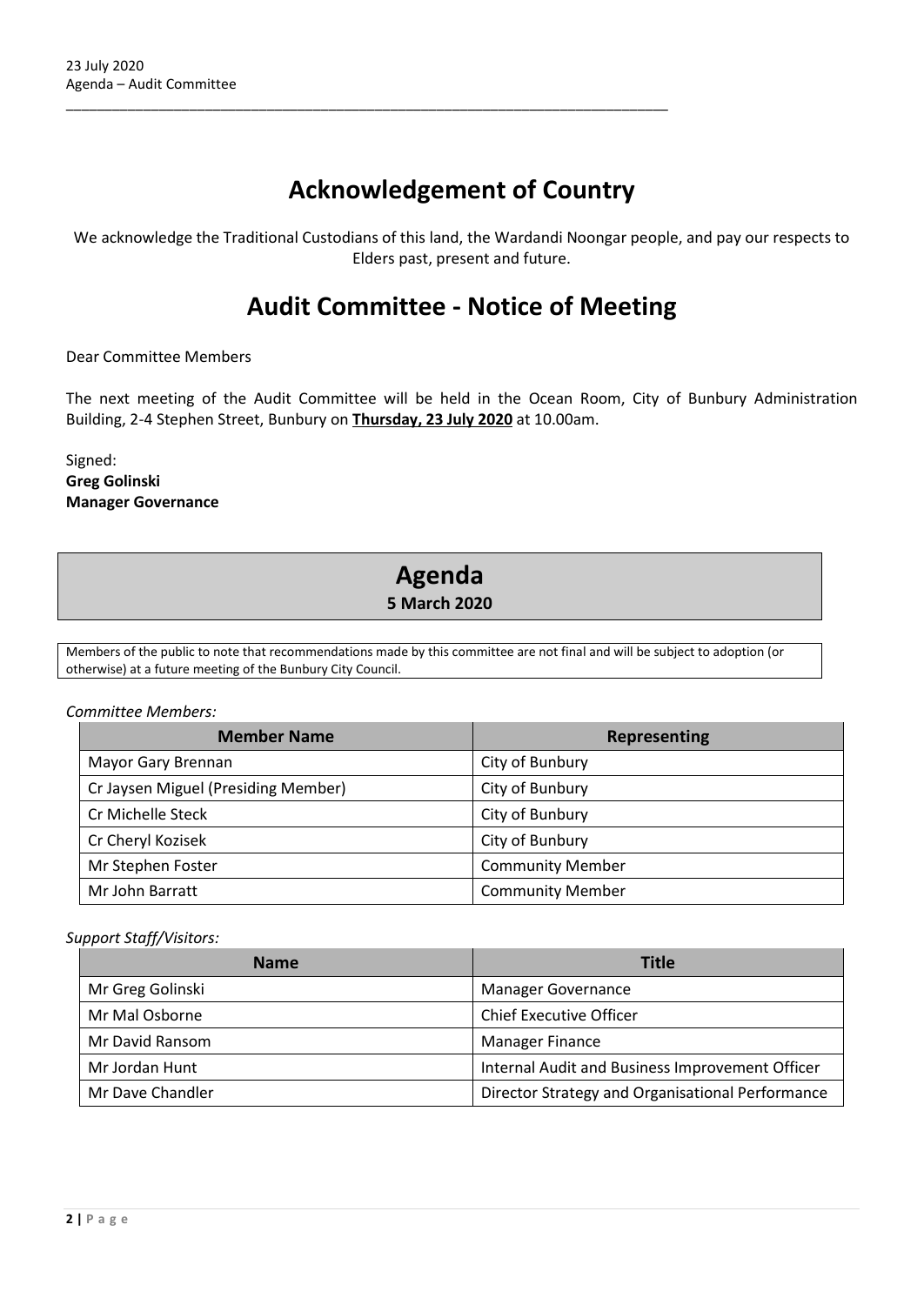# Acknowledgement of Country

We acknowledge the Traditional Custodians of this land, the Wardandi Noongar people, and pay our respects to Elders past, present and future.

# Audit Committee - Notice of Meeting

Dear Committee Members

The next meeting of the Audit Committee will be held in the Ocean Room, City of Bunbury Administration Building, 2-4 Stephen Street, Bunbury on **Thursday, 23 July 2020** at 10.00am.

Signed:
**Greg Golinski**
**Manager Governance**

# Agenda

**5 March 2020**

Members of the public to note that recommendations made by this committee are not final and will be subject to adoption (or otherwise) at a future meeting of the Bunbury City Council.

*Committee Members:*

| Member Name | Representing |
| --- | --- |
| Mayor Gary Brennan | City of Bunbury |
| Cr Jaysen Miguel (Presiding Member) | City of Bunbury |
| Cr Michelle Steck | City of Bunbury |
| Cr Cheryl Kozisek | City of Bunbury |
| Mr Stephen Foster | Community Member |
| Mr John Barratt | Community Member |

*Support Staff/Visitors:*

| Name | Title |
| --- | --- |
| Mr Greg Golinski | Manager Governance |
| Mr Mal Osborne | Chief Executive Officer |
| Mr David Ransom | Manager Finance |
| Mr Jordan Hunt | Internal Audit and Business Improvement Officer |
| Mr Dave Chandler | Director Strategy and Organisational Performance |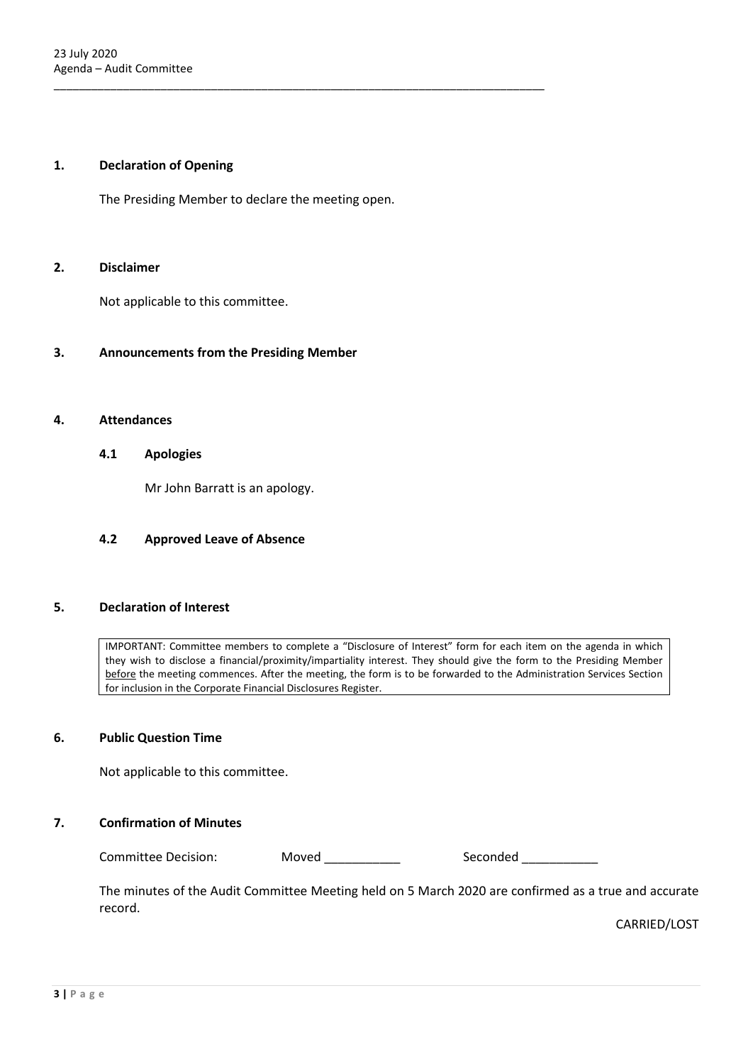## 1. Declaration of Opening

The Presiding Member to declare the meeting open.

## 2. Disclaimer

Not applicable to this committee.

## 3. Announcements from the Presiding Member

## 4. Attendances

### 4.1 Apologies

Mr John Barratt is an apology.

### 4.2 Approved Leave of Absence

## 5. Declaration of Interest

IMPORTANT: Committee members to complete a "Disclosure of Interest" form for each item on the agenda in which they wish to disclose a financial/proximity/impartiality interest. They should give the form to the Presiding Member before the meeting commences. After the meeting, the form is to be forwarded to the Administration Services Section for inclusion in the Corporate Financial Disclosures Register.

## 6. Public Question Time

Not applicable to this committee.

## 7. Confirmation of Minutes

Committee Decision: Moved ___________ Seconded ___________

The minutes of the Audit Committee Meeting held on 5 March 2020 are confirmed as a true and accurate record.

CARRIED/LOST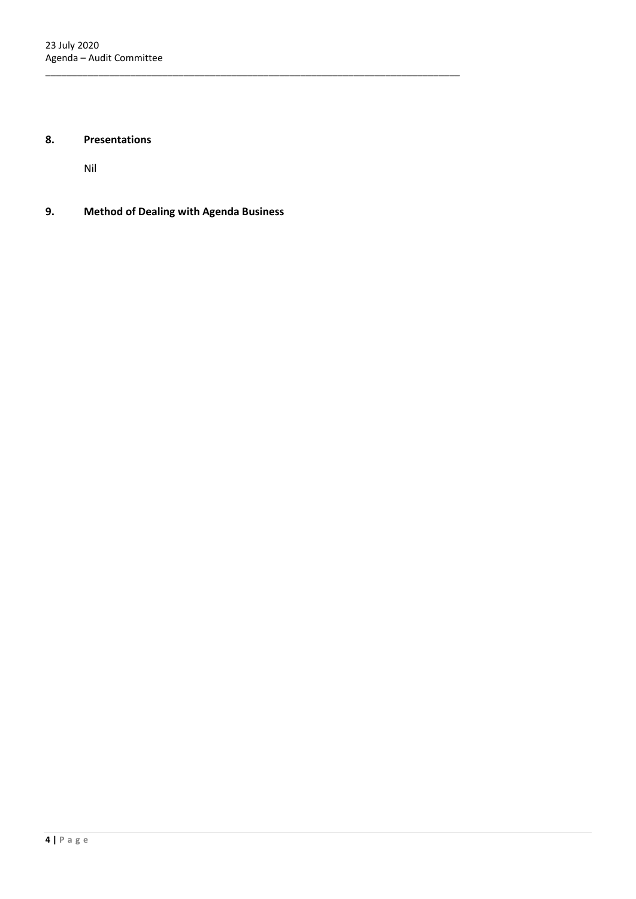## 8. Presentations

Nil

## 9. Method of Dealing with Agenda Business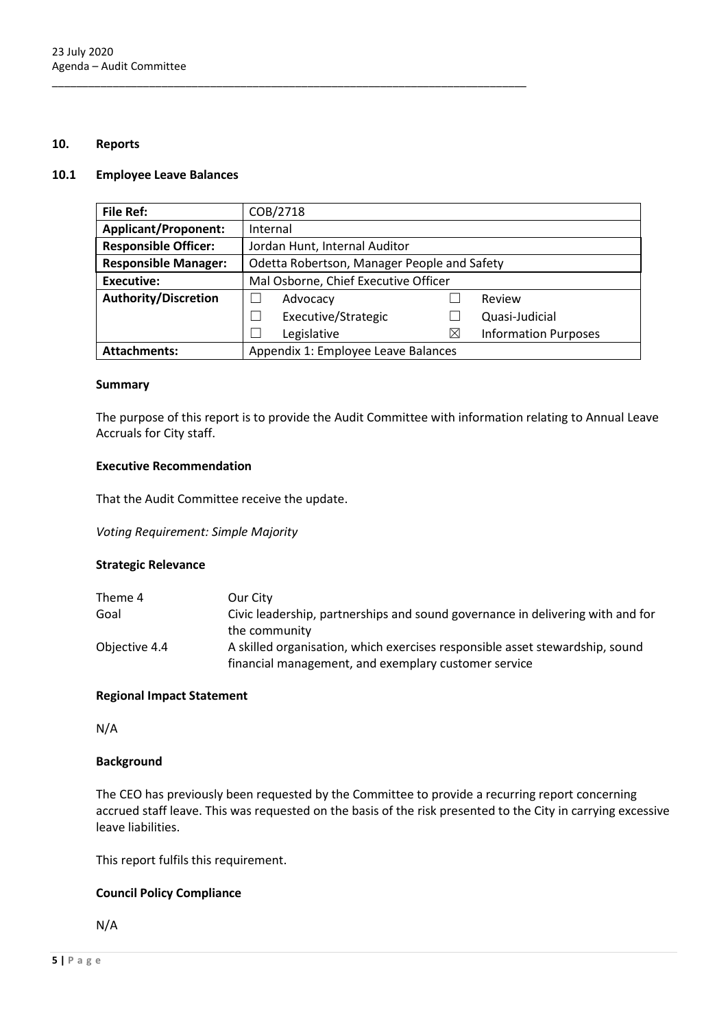## 10. Reports

### 10.1 Employee Leave Balances

| **File Ref:** | COB/2718 | | | |
|---|---|---|---|---|
| **Applicant/Proponent:** | Internal | | | |
| **Responsible Officer:** | Jordan Hunt, Internal Auditor | | | |
| **Responsible Manager:** | Odetta Robertson, Manager People and Safety | | | |
| **Executive:** | Mal Osborne, Chief Executive Officer | | | |
| **Authority/Discretion** | ☐ | Advocacy | ☐ | Review |
| | ☐ | Executive/Strategic | ☐ | Quasi-Judicial |
| | ☐ | Legislative | ☒ | Information Purposes |
| **Attachments:** | Appendix 1: Employee Leave Balances | | | |

**Summary**

The purpose of this report is to provide the Audit Committee with information relating to Annual Leave Accruals for City staff.

**Executive Recommendation**

That the Audit Committee receive the update.

*Voting Requirement: Simple Majority*

**Strategic Relevance**

| | |
|---|---|
| Theme 4 | Our City |
| Goal | Civic leadership, partnerships and sound governance in delivering with and for the community |
| Objective 4.4 | A skilled organisation, which exercises responsible asset stewardship, sound financial management, and exemplary customer service |

**Regional Impact Statement**

N/A

**Background**

The CEO has previously been requested by the Committee to provide a recurring report concerning accrued staff leave. This was requested on the basis of the risk presented to the City in carrying excessive leave liabilities.

This report fulfils this requirement.

**Council Policy Compliance**

N/A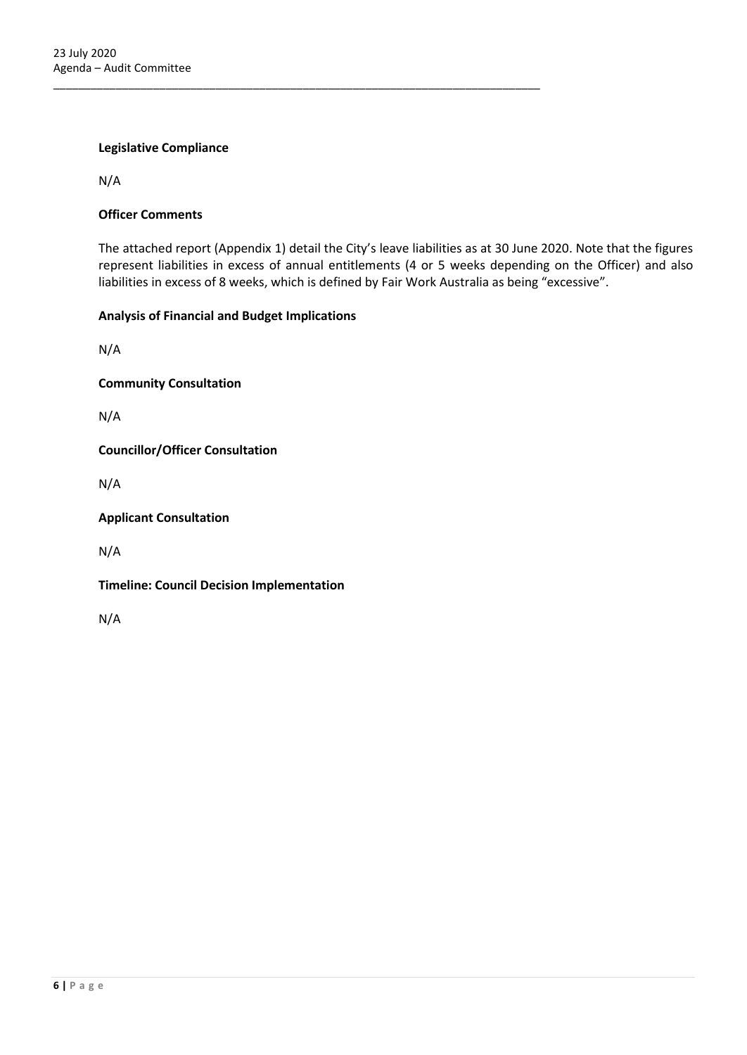**Legislative Compliance**

N/A

**Officer Comments**

The attached report (Appendix 1) detail the City's leave liabilities as at 30 June 2020. Note that the figures represent liabilities in excess of annual entitlements (4 or 5 weeks depending on the Officer) and also liabilities in excess of 8 weeks, which is defined by Fair Work Australia as being "excessive".

**Analysis of Financial and Budget Implications**

N/A

**Community Consultation**

N/A

**Councillor/Officer Consultation**

N/A

**Applicant Consultation**

N/A

**Timeline: Council Decision Implementation**

N/A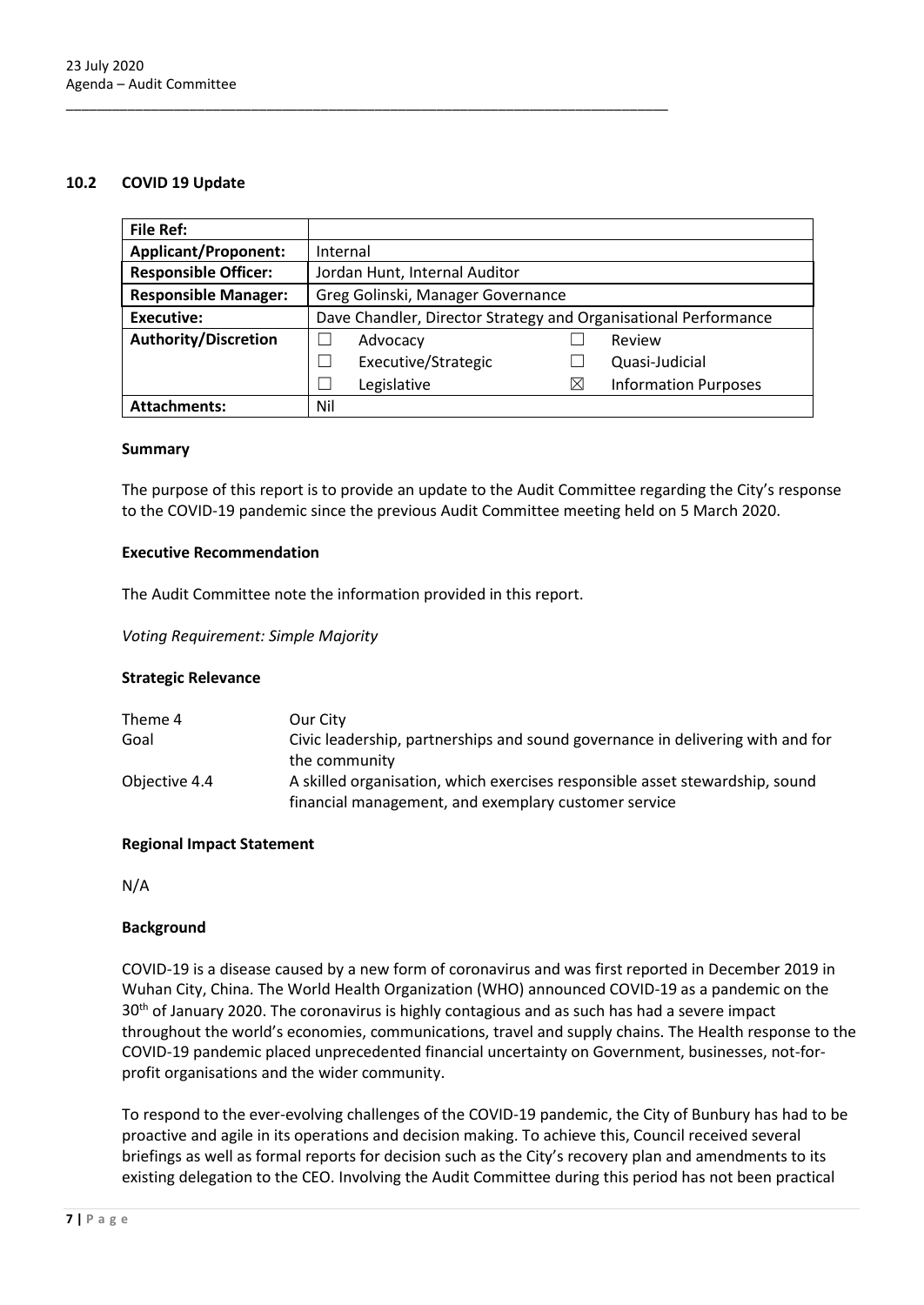## 10.2 COVID 19 Update

| **File Ref:** | | | | |
|---|---|---|---|---|
| **Applicant/Proponent:** | Internal | | | |
| **Responsible Officer:** | Jordan Hunt, Internal Auditor | | | |
| **Responsible Manager:** | Greg Golinski, Manager Governance | | | |
| **Executive:** | Dave Chandler, Director Strategy and Organisational Performance | | | |
| **Authority/Discretion** | ☐ | Advocacy | ☐ | Review |
| | ☐ | Executive/Strategic | ☐ | Quasi-Judicial |
| | ☐ | Legislative | ☒ | Information Purposes |
| **Attachments:** | Nil | | | |

### Summary

The purpose of this report is to provide an update to the Audit Committee regarding the City's response to the COVID-19 pandemic since the previous Audit Committee meeting held on 5 March 2020.

### Executive Recommendation

The Audit Committee note the information provided in this report.

*Voting Requirement: Simple Majority*

### Strategic Relevance

| | |
|---|---|
| Theme 4 | Our City |
| Goal | Civic leadership, partnerships and sound governance in delivering with and for the community |
| Objective 4.4 | A skilled organisation, which exercises responsible asset stewardship, sound financial management, and exemplary customer service |

### Regional Impact Statement

N/A

### Background

COVID-19 is a disease caused by a new form of coronavirus and was first reported in December 2019 in Wuhan City, China. The World Health Organization (WHO) announced COVID-19 as a pandemic on the 30th of January 2020. The coronavirus is highly contagious and as such has had a severe impact throughout the world's economies, communications, travel and supply chains. The Health response to the COVID-19 pandemic placed unprecedented financial uncertainty on Government, businesses, not-for-profit organisations and the wider community.

To respond to the ever-evolving challenges of the COVID-19 pandemic, the City of Bunbury has had to be proactive and agile in its operations and decision making. To achieve this, Council received several briefings as well as formal reports for decision such as the City's recovery plan and amendments to its existing delegation to the CEO. Involving the Audit Committee during this period has not been practical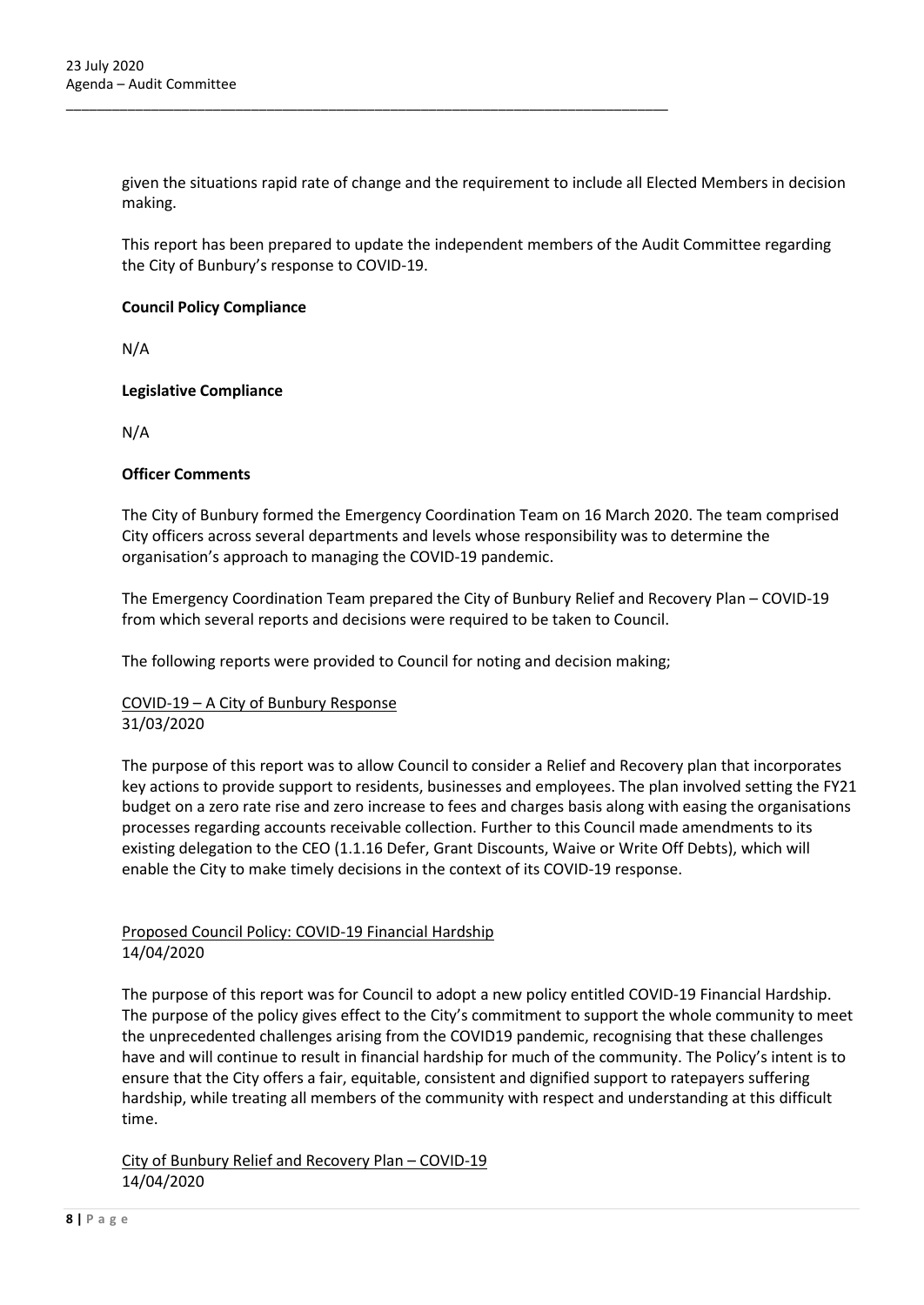given the situations rapid rate of change and the requirement to include all Elected Members in decision making.

This report has been prepared to update the independent members of the Audit Committee regarding the City of Bunbury's response to COVID-19.

**Council Policy Compliance**

N/A

**Legislative Compliance**

N/A

**Officer Comments**

The City of Bunbury formed the Emergency Coordination Team on 16 March 2020. The team comprised City officers across several departments and levels whose responsibility was to determine the organisation's approach to managing the COVID-19 pandemic.

The Emergency Coordination Team prepared the City of Bunbury Relief and Recovery Plan – COVID-19 from which several reports and decisions were required to be taken to Council.

The following reports were provided to Council for noting and decision making;

<u>COVID-19 – A City of Bunbury Response</u>
31/03/2020

The purpose of this report was to allow Council to consider a Relief and Recovery plan that incorporates key actions to provide support to residents, businesses and employees. The plan involved setting the FY21 budget on a zero rate rise and zero increase to fees and charges basis along with easing the organisations processes regarding accounts receivable collection. Further to this Council made amendments to its existing delegation to the CEO (1.1.16 Defer, Grant Discounts, Waive or Write Off Debts), which will enable the City to make timely decisions in the context of its COVID-19 response.

<u>Proposed Council Policy: COVID-19 Financial Hardship</u>
14/04/2020

The purpose of this report was for Council to adopt a new policy entitled COVID-19 Financial Hardship. The purpose of the policy gives effect to the City's commitment to support the whole community to meet the unprecedented challenges arising from the COVID19 pandemic, recognising that these challenges have and will continue to result in financial hardship for much of the community. The Policy's intent is to ensure that the City offers a fair, equitable, consistent and dignified support to ratepayers suffering hardship, while treating all members of the community with respect and understanding at this difficult time.

<u>City of Bunbury Relief and Recovery Plan – COVID-19</u>
14/04/2020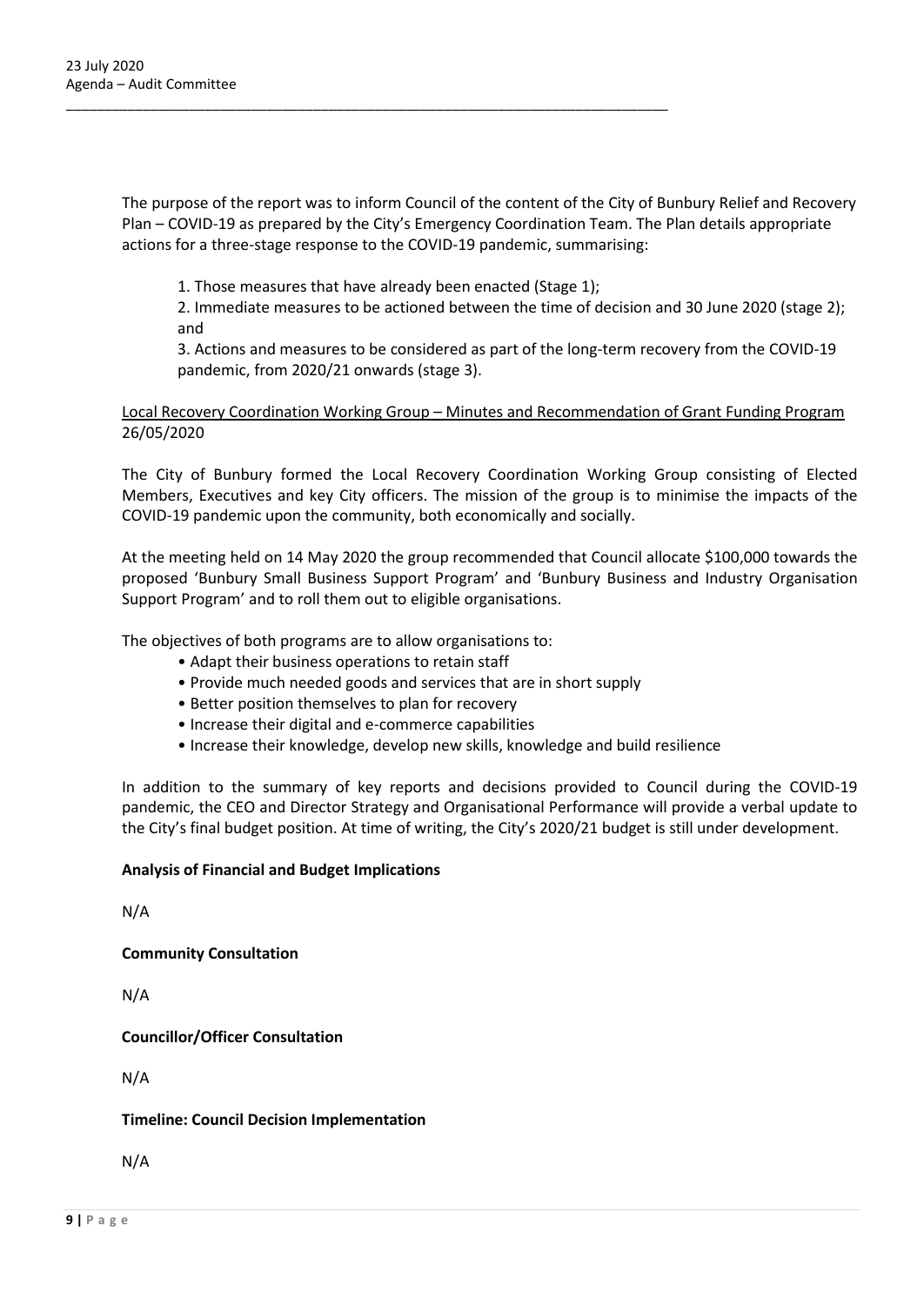The purpose of the report was to inform Council of the content of the City of Bunbury Relief and Recovery Plan – COVID-19 as prepared by the City's Emergency Coordination Team. The Plan details appropriate actions for a three-stage response to the COVID-19 pandemic, summarising:

1. Those measures that have already been enacted (Stage 1);
2. Immediate measures to be actioned between the time of decision and 30 June 2020 (stage 2); and
3. Actions and measures to be considered as part of the long-term recovery from the COVID-19 pandemic, from 2020/21 onwards (stage 3).

Local Recovery Coordination Working Group – Minutes and Recommendation of Grant Funding Program 26/05/2020

The City of Bunbury formed the Local Recovery Coordination Working Group consisting of Elected Members, Executives and key City officers. The mission of the group is to minimise the impacts of the COVID-19 pandemic upon the community, both economically and socially.

At the meeting held on 14 May 2020 the group recommended that Council allocate $100,000 towards the proposed 'Bunbury Small Business Support Program' and 'Bunbury Business and Industry Organisation Support Program' and to roll them out to eligible organisations.

The objectives of both programs are to allow organisations to:

- Adapt their business operations to retain staff
- Provide much needed goods and services that are in short supply
- Better position themselves to plan for recovery
- Increase their digital and e-commerce capabilities
- Increase their knowledge, develop new skills, knowledge and build resilience

In addition to the summary of key reports and decisions provided to Council during the COVID-19 pandemic, the CEO and Director Strategy and Organisational Performance will provide a verbal update to the City's final budget position. At time of writing, the City's 2020/21 budget is still under development.

**Analysis of Financial and Budget Implications**

N/A

**Community Consultation**

N/A

**Councillor/Officer Consultation**

N/A

**Timeline: Council Decision Implementation**

N/A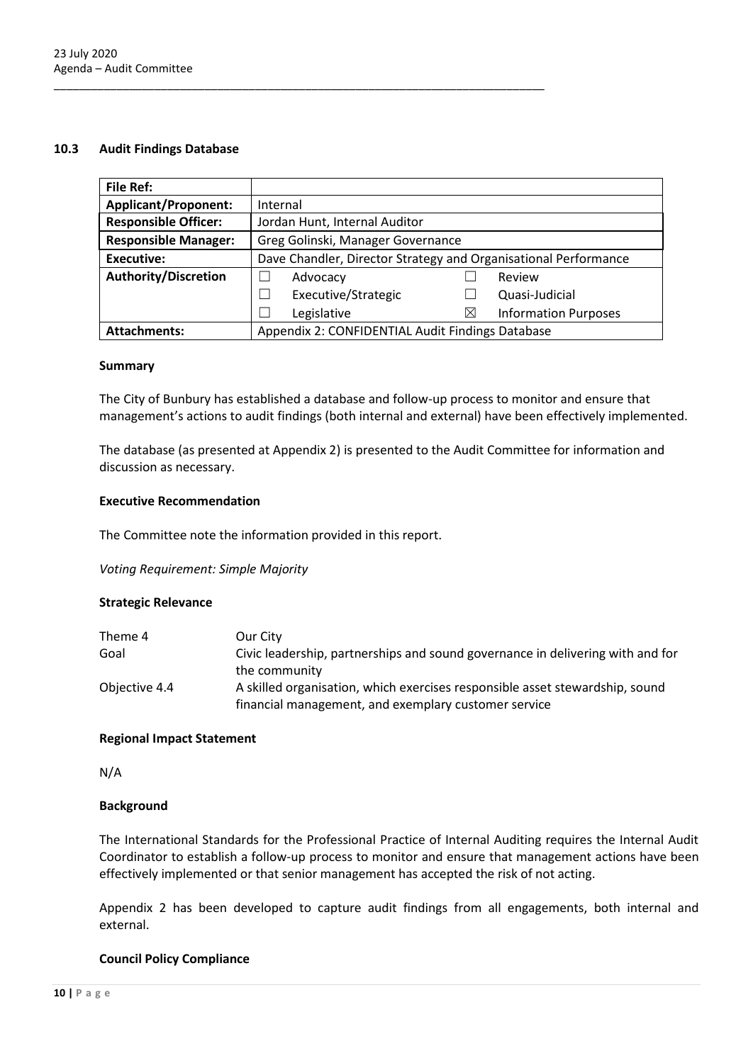## 10.3 Audit Findings Database

| File Ref: | | | | |
|---|---|---|---|---|
| **Applicant/Proponent:** | Internal | | | |
| **Responsible Officer:** | Jordan Hunt, Internal Auditor | | | |
| **Responsible Manager:** | Greg Golinski, Manager Governance | | | |
| **Executive:** | Dave Chandler, Director Strategy and Organisational Performance | | | |
| **Authority/Discretion** | ☐ | Advocacy | ☐ | Review |
| | ☐ | Executive/Strategic | ☐ | Quasi-Judicial |
| | ☐ | Legislative | ☒ | Information Purposes |
| **Attachments:** | Appendix 2: CONFIDENTIAL Audit Findings Database | | | |

### Summary

The City of Bunbury has established a database and follow-up process to monitor and ensure that management's actions to audit findings (both internal and external) have been effectively implemented.

The database (as presented at Appendix 2) is presented to the Audit Committee for information and discussion as necessary.

### Executive Recommendation

The Committee note the information provided in this report.

*Voting Requirement: Simple Majority*

### Strategic Relevance

| | |
|---|---|
| Theme 4 | Our City |
| Goal | Civic leadership, partnerships and sound governance in delivering with and for the community |
| Objective 4.4 | A skilled organisation, which exercises responsible asset stewardship, sound financial management, and exemplary customer service |

### Regional Impact Statement

N/A

### Background

The International Standards for the Professional Practice of Internal Auditing requires the Internal Audit Coordinator to establish a follow-up process to monitor and ensure that management actions have been effectively implemented or that senior management has accepted the risk of not acting.

Appendix 2 has been developed to capture audit findings from all engagements, both internal and external.

### Council Policy Compliance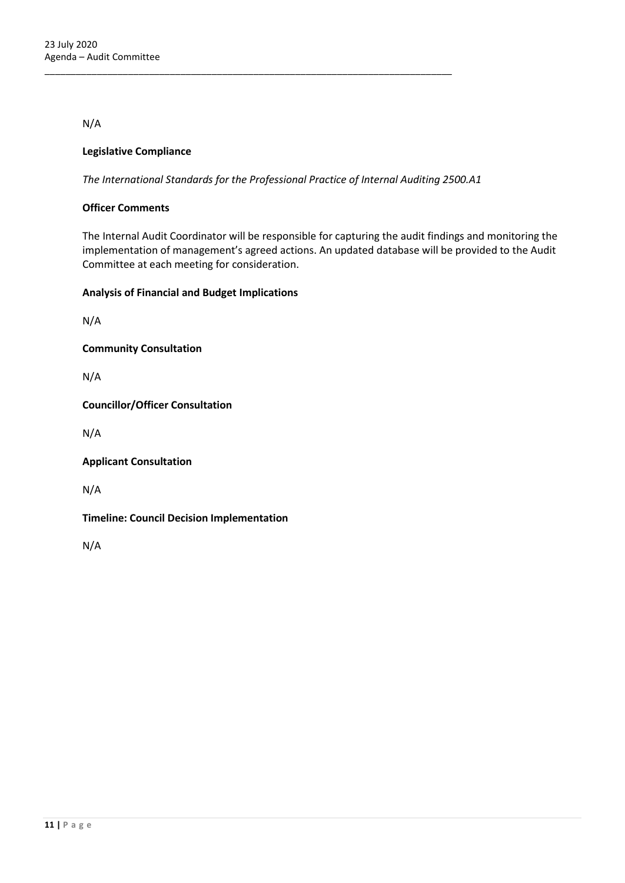N/A

**Legislative Compliance**

*The International Standards for the Professional Practice of Internal Auditing 2500.A1*

**Officer Comments**

The Internal Audit Coordinator will be responsible for capturing the audit findings and monitoring the implementation of management's agreed actions. An updated database will be provided to the Audit Committee at each meeting for consideration.

**Analysis of Financial and Budget Implications**

N/A

**Community Consultation**

N/A

**Councillor/Officer Consultation**

N/A

**Applicant Consultation**

N/A

**Timeline: Council Decision Implementation**

N/A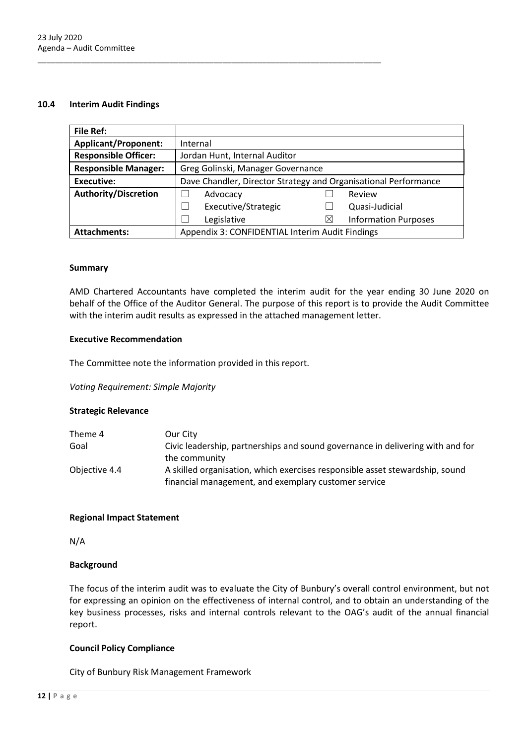## 10.4 Interim Audit Findings

| File Ref: | | | | |
|---|---|---|---|---|
| **Applicant/Proponent:** | Internal | | | |
| **Responsible Officer:** | Jordan Hunt, Internal Auditor | | | |
| **Responsible Manager:** | Greg Golinski, Manager Governance | | | |
| **Executive:** | Dave Chandler, Director Strategy and Organisational Performance | | | |
| **Authority/Discretion** | ☐ | Advocacy | ☐ | Review |
| | ☐ | Executive/Strategic | ☐ | Quasi-Judicial |
| | ☐ | Legislative | ☒ | Information Purposes |
| **Attachments:** | Appendix 3: CONFIDENTIAL Interim Audit Findings | | | |

### Summary

AMD Chartered Accountants have completed the interim audit for the year ending 30 June 2020 on behalf of the Office of the Auditor General. The purpose of this report is to provide the Audit Committee with the interim audit results as expressed in the attached management letter.

### Executive Recommendation

The Committee note the information provided in this report.

*Voting Requirement: Simple Majority*

### Strategic Relevance

| | |
|---|---|
| Theme 4 | Our City |
| Goal | Civic leadership, partnerships and sound governance in delivering with and for the community |
| Objective 4.4 | A skilled organisation, which exercises responsible asset stewardship, sound financial management, and exemplary customer service |

### Regional Impact Statement

N/A

### Background

The focus of the interim audit was to evaluate the City of Bunbury's overall control environment, but not for expressing an opinion on the effectiveness of internal control, and to obtain an understanding of the key business processes, risks and internal controls relevant to the OAG's audit of the annual financial report.

### Council Policy Compliance

City of Bunbury Risk Management Framework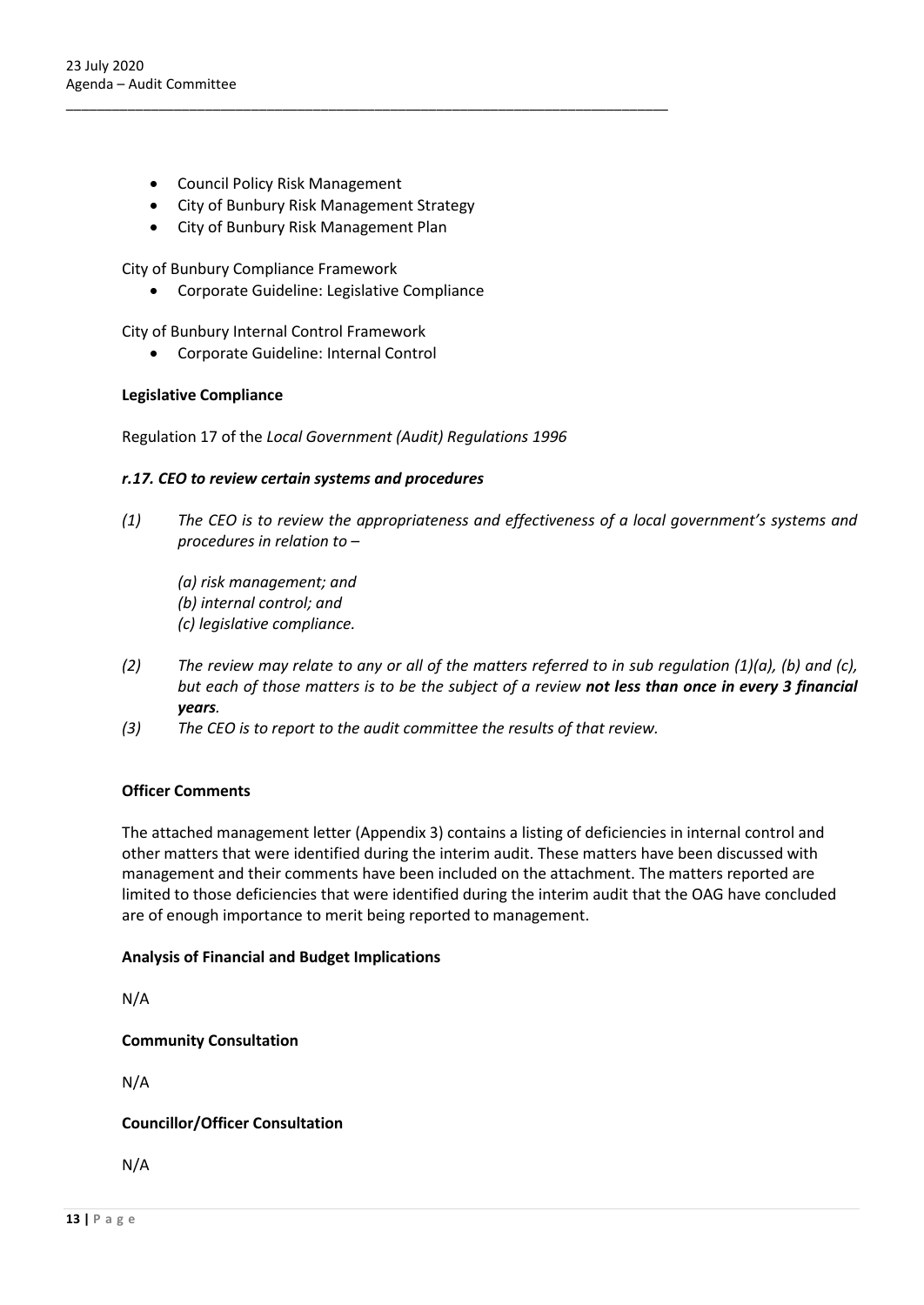- Council Policy Risk Management
- City of Bunbury Risk Management Strategy
- City of Bunbury Risk Management Plan

City of Bunbury Compliance Framework

- Corporate Guideline: Legislative Compliance

City of Bunbury Internal Control Framework

- Corporate Guideline: Internal Control

**Legislative Compliance**

Regulation 17 of the *Local Government (Audit) Regulations 1996*

***r.17. CEO to review certain systems and procedures***

*(1) The CEO is to review the appropriateness and effectiveness of a local government's systems and procedures in relation to –*

*(a) risk management; and*
*(b) internal control; and*
*(c) legislative compliance.*

*(2) The review may relate to any or all of the matters referred to in sub regulation (1)(a), (b) and (c), but each of those matters is to be the subject of a review* ***not less than once in every 3 financial years****.*

*(3) The CEO is to report to the audit committee the results of that review.*

**Officer Comments**

The attached management letter (Appendix 3) contains a listing of deficiencies in internal control and other matters that were identified during the interim audit. These matters have been discussed with management and their comments have been included on the attachment. The matters reported are limited to those deficiencies that were identified during the interim audit that the OAG have concluded are of enough importance to merit being reported to management.

**Analysis of Financial and Budget Implications**

N/A

**Community Consultation**

N/A

**Councillor/Officer Consultation**

N/A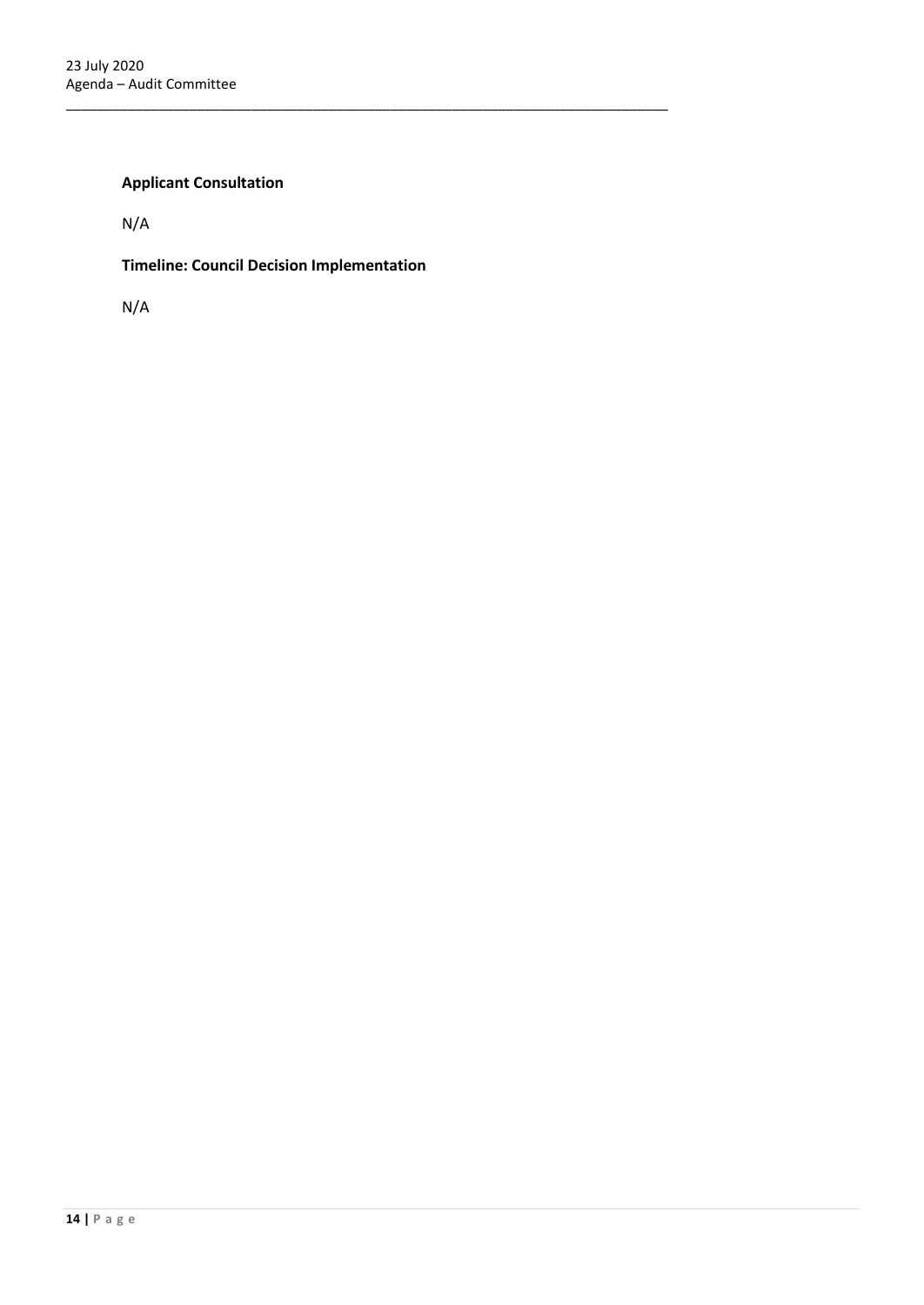**Applicant Consultation**

N/A

**Timeline: Council Decision Implementation**

N/A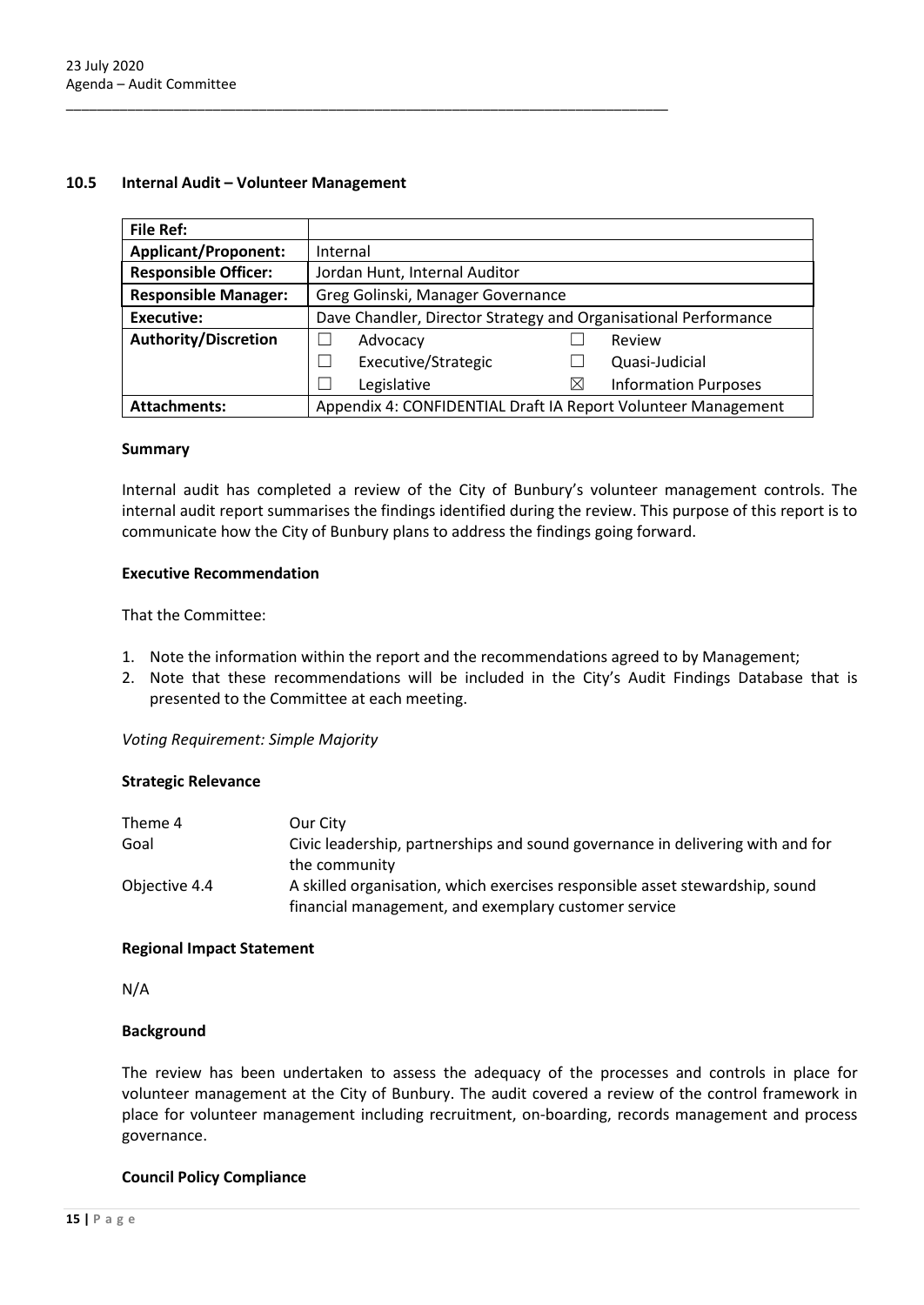## 10.5 Internal Audit – Volunteer Management

| File Ref: | | | | |
|---|---|---|---|---|
| **Applicant/Proponent:** | Internal | | | |
| **Responsible Officer:** | Jordan Hunt, Internal Auditor | | | |
| **Responsible Manager:** | Greg Golinski, Manager Governance | | | |
| **Executive:** | Dave Chandler, Director Strategy and Organisational Performance | | | |
| **Authority/Discretion** | ☐ | Advocacy | ☐ | Review |
| | ☐ | Executive/Strategic | ☐ | Quasi-Judicial |
| | ☐ | Legislative | ☒ | Information Purposes |
| **Attachments:** | Appendix 4: CONFIDENTIAL Draft IA Report Volunteer Management | | | |

### Summary

Internal audit has completed a review of the City of Bunbury's volunteer management controls. The internal audit report summarises the findings identified during the review. This purpose of this report is to communicate how the City of Bunbury plans to address the findings going forward.

### Executive Recommendation

That the Committee:

1. Note the information within the report and the recommendations agreed to by Management;
2. Note that these recommendations will be included in the City's Audit Findings Database that is presented to the Committee at each meeting.

*Voting Requirement: Simple Majority*

### Strategic Relevance

| | |
|---|---|
| Theme 4 | Our City |
| Goal | Civic leadership, partnerships and sound governance in delivering with and for the community |
| Objective 4.4 | A skilled organisation, which exercises responsible asset stewardship, sound financial management, and exemplary customer service |

### Regional Impact Statement

N/A

### Background

The review has been undertaken to assess the adequacy of the processes and controls in place for volunteer management at the City of Bunbury. The audit covered a review of the control framework in place for volunteer management including recruitment, on-boarding, records management and process governance.

### Council Policy Compliance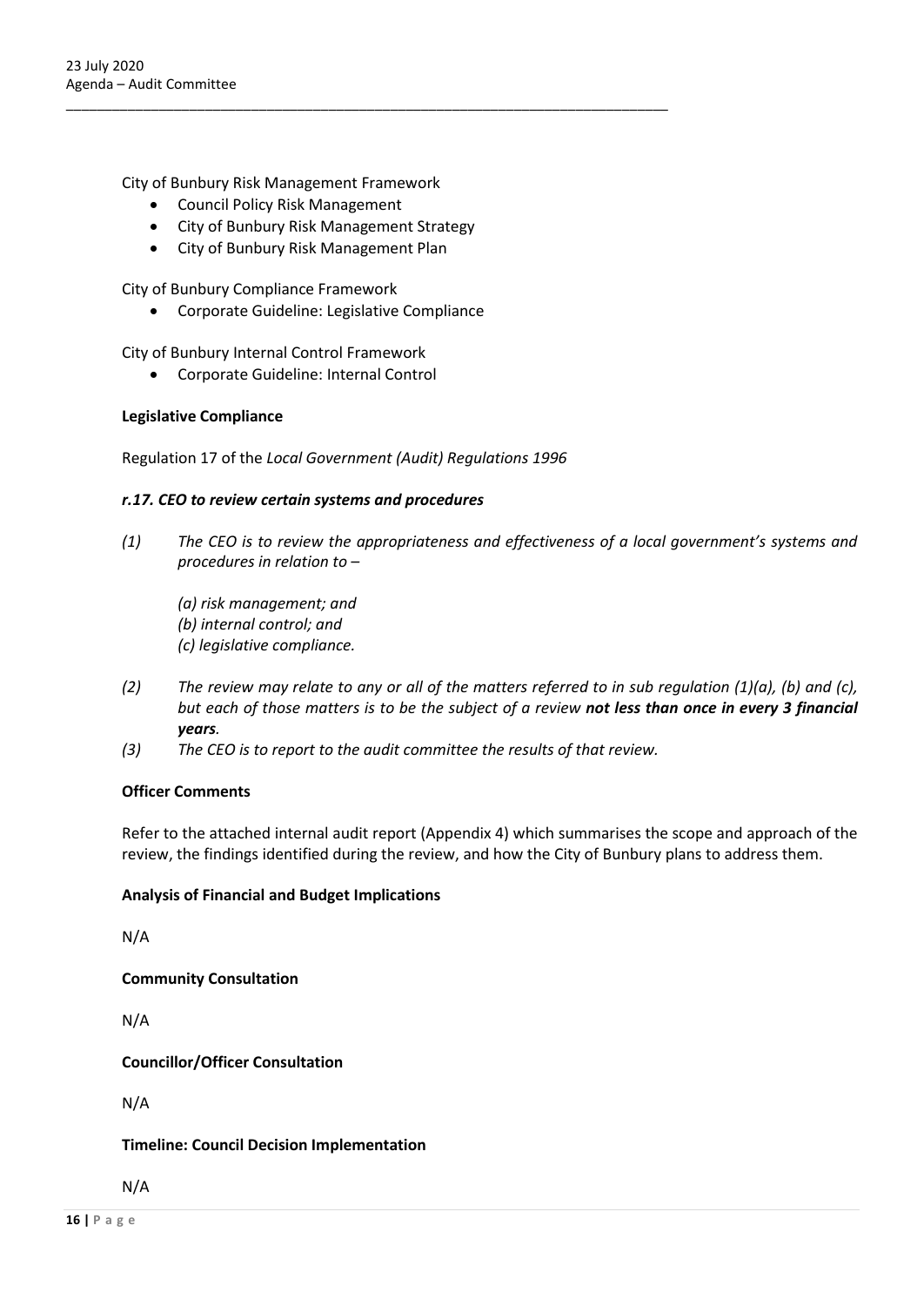City of Bunbury Risk Management Framework

- Council Policy Risk Management
- City of Bunbury Risk Management Strategy
- City of Bunbury Risk Management Plan

City of Bunbury Compliance Framework

- Corporate Guideline: Legislative Compliance

City of Bunbury Internal Control Framework

- Corporate Guideline: Internal Control

**Legislative Compliance**

Regulation 17 of the *Local Government (Audit) Regulations 1996*

***r.17. CEO to review certain systems and procedures***

*(1) The CEO is to review the appropriateness and effectiveness of a local government's systems and procedures in relation to –*

*(a) risk management; and*
*(b) internal control; and*
*(c) legislative compliance.*

*(2) The review may relate to any or all of the matters referred to in sub regulation (1)(a), (b) and (c), but each of those matters is to be the subject of a review* ***not less than once in every 3 financial years****.*

*(3) The CEO is to report to the audit committee the results of that review.*

**Officer Comments**

Refer to the attached internal audit report (Appendix 4) which summarises the scope and approach of the review, the findings identified during the review, and how the City of Bunbury plans to address them.

**Analysis of Financial and Budget Implications**

N/A

**Community Consultation**

N/A

**Councillor/Officer Consultation**

N/A

**Timeline: Council Decision Implementation**

N/A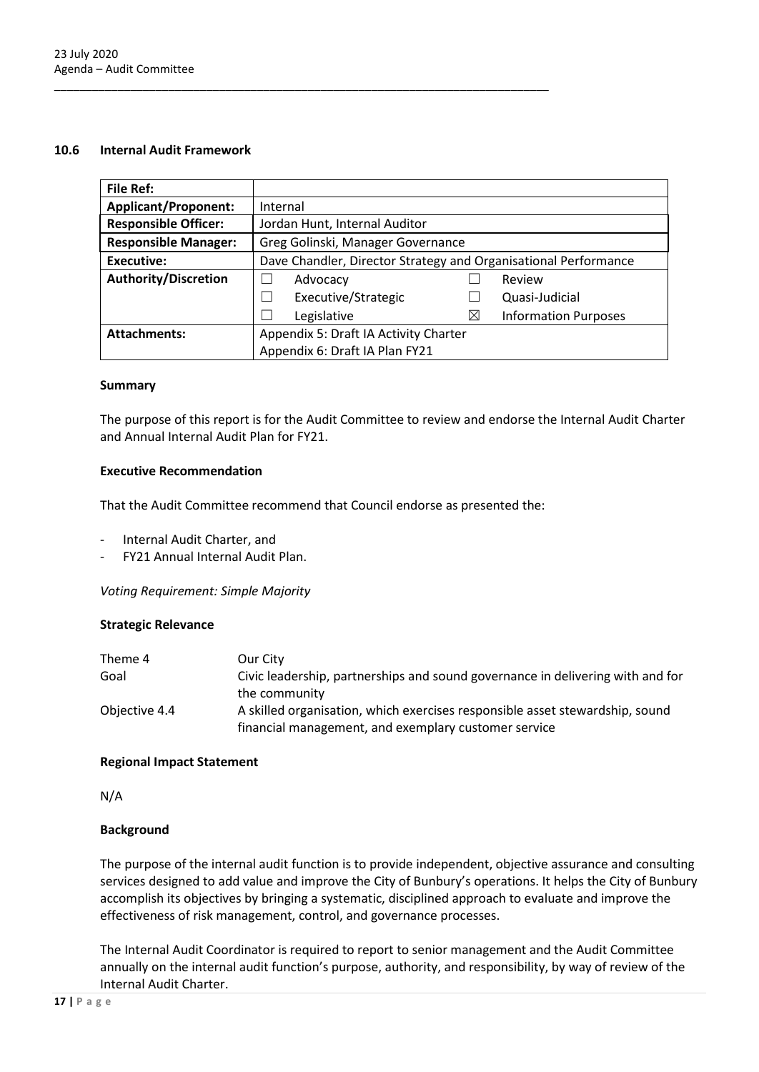### 10.6 Internal Audit Framework

| File Ref: | | | | |
|---|---|---|---|---|
| **Applicant/Proponent:** | Internal | | | |
| **Responsible Officer:** | Jordan Hunt, Internal Auditor | | | |
| **Responsible Manager:** | Greg Golinski, Manager Governance | | | |
| **Executive:** | Dave Chandler, Director Strategy and Organisational Performance | | | |
| **Authority/Discretion** | ☐ | Advocacy | ☐ | Review |
| | ☐ | Executive/Strategic | ☐ | Quasi-Judicial |
| | ☐ | Legislative | ☒ | Information Purposes |
| **Attachments:** | Appendix 5: Draft IA Activity Charter<br>Appendix 6: Draft IA Plan FY21 | | | |

**Summary**

The purpose of this report is for the Audit Committee to review and endorse the Internal Audit Charter and Annual Internal Audit Plan for FY21.

**Executive Recommendation**

That the Audit Committee recommend that Council endorse as presented the:

- Internal Audit Charter, and
- FY21 Annual Internal Audit Plan.

*Voting Requirement: Simple Majority*

**Strategic Relevance**

| | |
|---|---|
| Theme 4 | Our City |
| Goal | Civic leadership, partnerships and sound governance in delivering with and for the community |
| Objective 4.4 | A skilled organisation, which exercises responsible asset stewardship, sound financial management, and exemplary customer service |

**Regional Impact Statement**

N/A

**Background**

The purpose of the internal audit function is to provide independent, objective assurance and consulting services designed to add value and improve the City of Bunbury's operations. It helps the City of Bunbury accomplish its objectives by bringing a systematic, disciplined approach to evaluate and improve the effectiveness of risk management, control, and governance processes.

The Internal Audit Coordinator is required to report to senior management and the Audit Committee annually on the internal audit function's purpose, authority, and responsibility, by way of review of the Internal Audit Charter.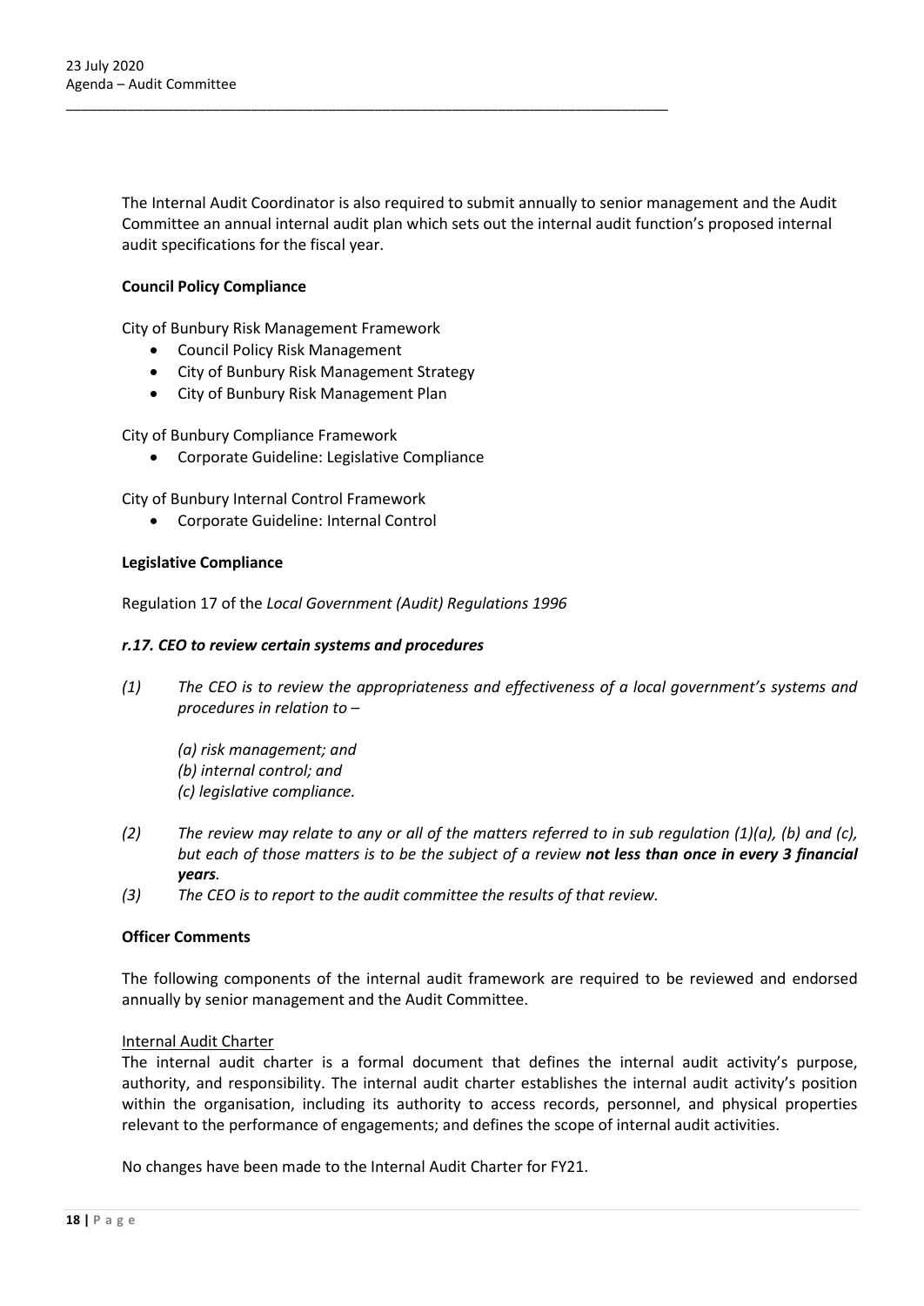The Internal Audit Coordinator is also required to submit annually to senior management and the Audit Committee an annual internal audit plan which sets out the internal audit function's proposed internal audit specifications for the fiscal year.

**Council Policy Compliance**

City of Bunbury Risk Management Framework

- Council Policy Risk Management
- City of Bunbury Risk Management Strategy
- City of Bunbury Risk Management Plan

City of Bunbury Compliance Framework

- Corporate Guideline: Legislative Compliance

City of Bunbury Internal Control Framework

- Corporate Guideline: Internal Control

**Legislative Compliance**

Regulation 17 of the *Local Government (Audit) Regulations 1996*

***r.17. CEO to review certain systems and procedures***

*(1) The CEO is to review the appropriateness and effectiveness of a local government's systems and procedures in relation to –*

*(a) risk management; and*
*(b) internal control; and*
*(c) legislative compliance.*

*(2) The review may relate to any or all of the matters referred to in sub regulation (1)(a), (b) and (c), but each of those matters is to be the subject of a review **not less than once in every 3 financial years**.*

*(3) The CEO is to report to the audit committee the results of that review.*

**Officer Comments**

The following components of the internal audit framework are required to be reviewed and endorsed annually by senior management and the Audit Committee.

Internal Audit Charter

The internal audit charter is a formal document that defines the internal audit activity's purpose, authority, and responsibility. The internal audit charter establishes the internal audit activity's position within the organisation, including its authority to access records, personnel, and physical properties relevant to the performance of engagements; and defines the scope of internal audit activities.

No changes have been made to the Internal Audit Charter for FY21.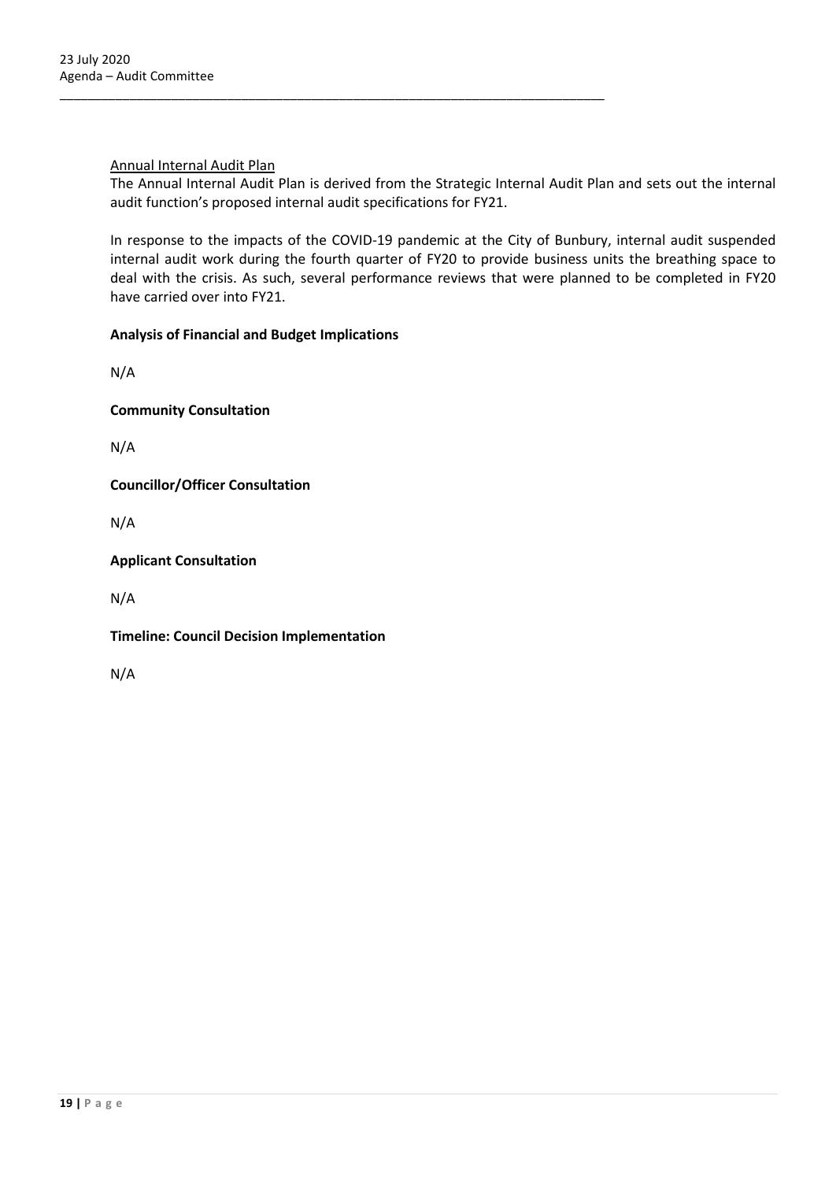<u>Annual Internal Audit Plan</u>

The Annual Internal Audit Plan is derived from the Strategic Internal Audit Plan and sets out the internal audit function's proposed internal audit specifications for FY21.

In response to the impacts of the COVID-19 pandemic at the City of Bunbury, internal audit suspended internal audit work during the fourth quarter of FY20 to provide business units the breathing space to deal with the crisis. As such, several performance reviews that were planned to be completed in FY20 have carried over into FY21.

**Analysis of Financial and Budget Implications**

N/A

**Community Consultation**

N/A

**Councillor/Officer Consultation**

N/A

**Applicant Consultation**

N/A

**Timeline: Council Decision Implementation**

N/A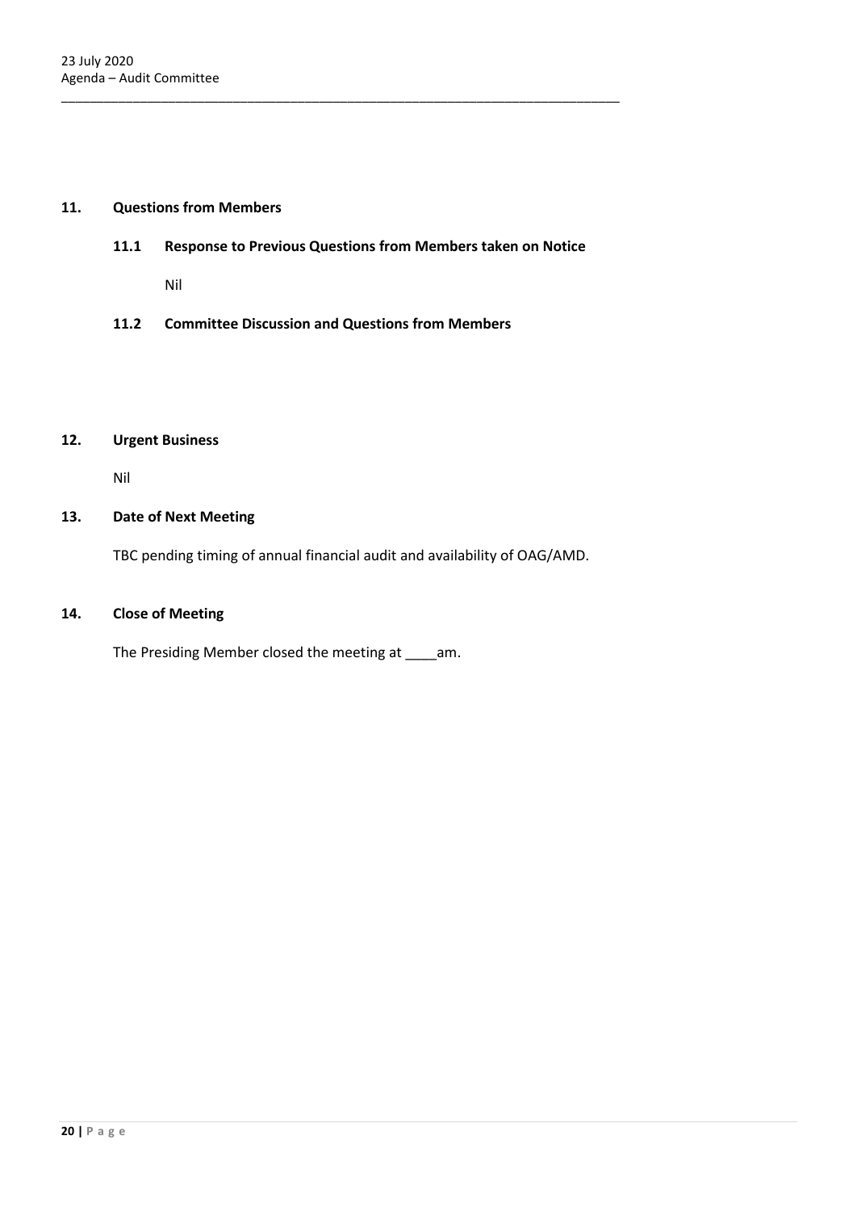## 11. Questions from Members

### 11.1 Response to Previous Questions from Members taken on Notice

Nil

### 11.2 Committee Discussion and Questions from Members

## 12. Urgent Business

Nil

## 13. Date of Next Meeting

TBC pending timing of annual financial audit and availability of OAG/AMD.

## 14. Close of Meeting

The Presiding Member closed the meeting at ____am.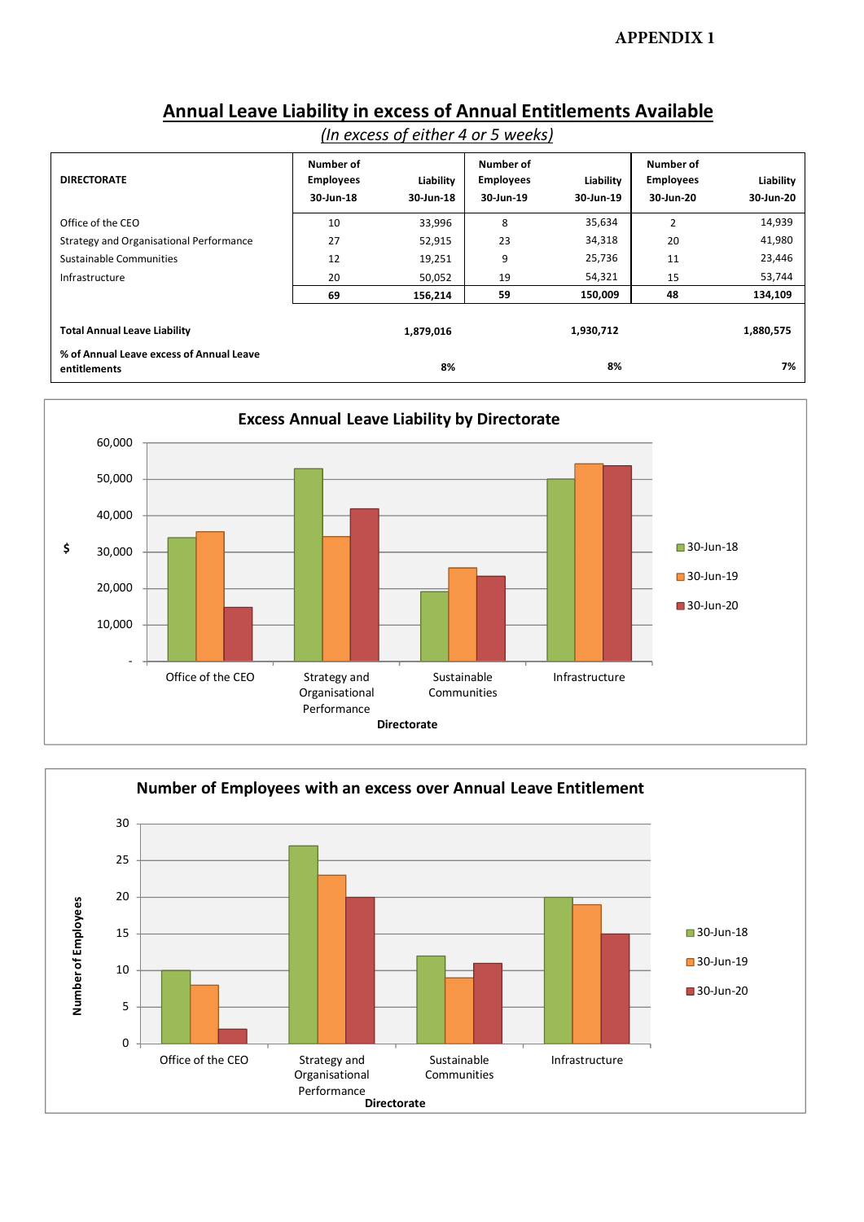APPENDIX 1

# Annual Leave Liability in excess of Annual Entitlements Available

*(In excess of either 4 or 5 weeks)*

| DIRECTORATE | Number of Employees 30-Jun-18 | Liability 30-Jun-18 | Number of Employees 30-Jun-19 | Liability 30-Jun-19 | Number of Employees 30-Jun-20 | Liability 30-Jun-20 |
|---|---|---|---|---|---|---|
| Office of the CEO | 10 | 33,996 | 8 | 35,634 | 2 | 14,939 |
| Strategy and Organisational Performance | 27 | 52,915 | 23 | 34,318 | 20 | 41,980 |
| Sustainable Communities | 12 | 19,251 | 9 | 25,736 | 11 | 23,446 |
| Infrastructure | 20 | 50,052 | 19 | 54,321 | 15 | 53,744 |
| | **69** | **156,214** | **59** | **150,009** | **48** | **134,109** |
| **Total Annual Leave Liability** | | **1,879,016** | | **1,930,712** | | **1,880,575** |
| **% of Annual Leave excess of Annual Leave entitlements** | | **8%** | | **8%** | | **7%** |

**Excess Annual Leave Liability by Directorate**

| Directorate ($) | 30-Jun-18 | 30-Jun-19 | 30-Jun-20 |
|---|---|---|---|
| Office of the CEO | 33,996 | 35,634 | 14,939 |
| Strategy and Organisational Performance | 52,915 | 34,318 | 41,980 |
| Sustainable Communities | 19,251 | 25,736 | 23,446 |
| Infrastructure | 50,052 | 54,321 | 53,744 |

**Number of Employees with an excess over Annual Leave Entitlement**

| Directorate (Number of Employees) | 30-Jun-18 | 30-Jun-19 | 30-Jun-20 |
|---|---|---|---|
| Office of the CEO | 10 | 8 | 2 |
| Strategy and Organisational Performance | 27 | 23 | 20 |
| Sustainable Communities | 12 | 9 | 11 |
| Infrastructure | 20 | 19 | 15 |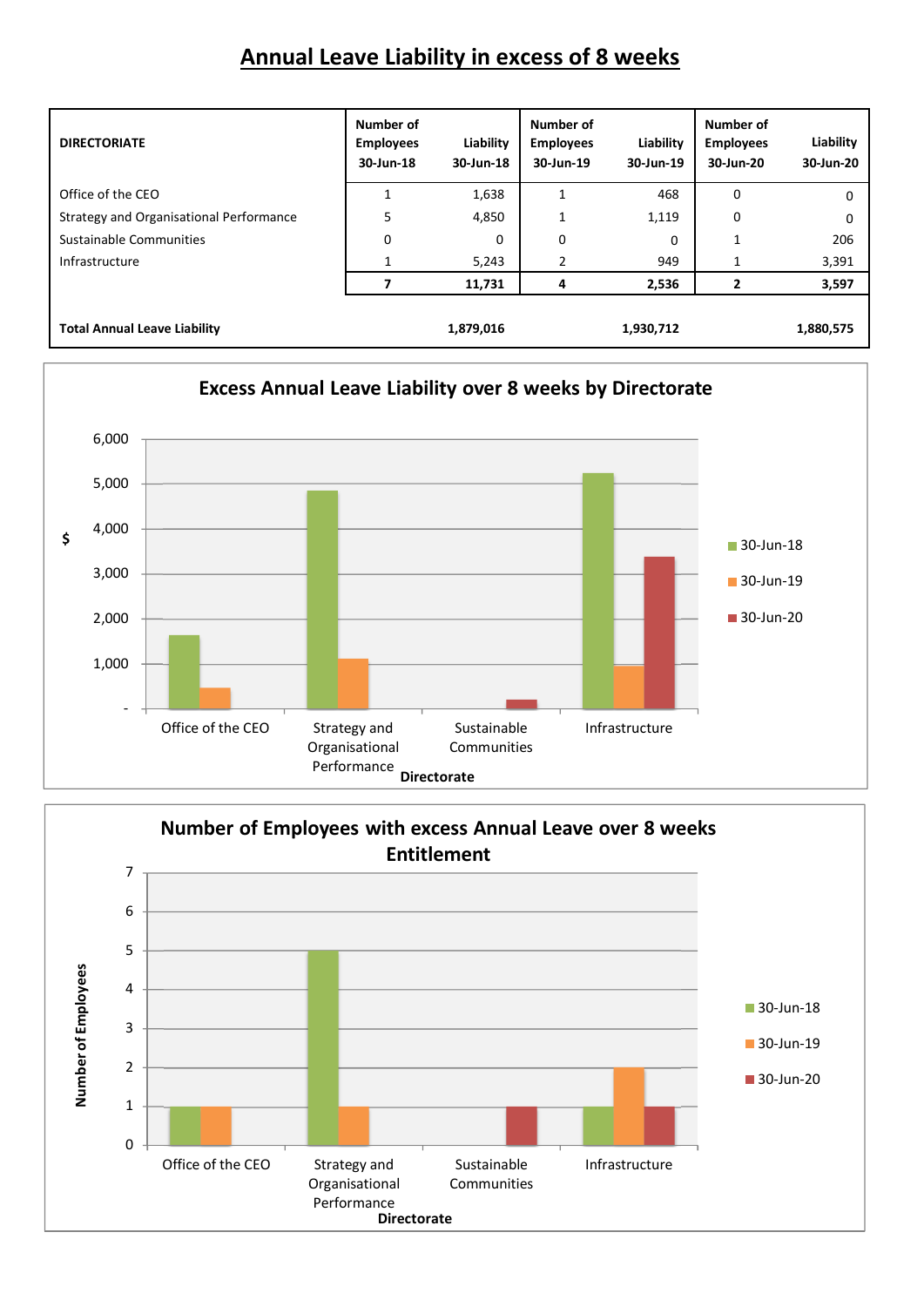# Annual Leave Liability in excess of 8 weeks

| DIRECTORIATE | Number of Employees 30-Jun-18 | Liability 30-Jun-18 | Number of Employees 30-Jun-19 | Liability 30-Jun-19 | Number of Employees 30-Jun-20 | Liability 30-Jun-20 |
|---|---|---|---|---|---|---|
| Office of the CEO | 1 | 1,638 | 1 | 468 | 0 | 0 |
| Strategy and Organisational Performance | 5 | 4,850 | 1 | 1,119 | 0 | 0 |
| Sustainable Communities | 0 | 0 | 0 | 0 | 1 | 206 |
| Infrastructure | 1 | 5,243 | 2 | 949 | 1 | 3,391 |
| | **7** | **11,731** | **4** | **2,536** | **2** | **3,597** |
| **Total Annual Leave Liability** | | **1,879,016** | | **1,930,712** | | **1,880,575** |

## Excess Annual Leave Liability over 8 weeks by Directorate

| Directorate | 30-Jun-18 ($) | 30-Jun-19 ($) | 30-Jun-20 ($) |
|---|---|---|---|
| Office of the CEO | 1,638 | 468 | 0 |
| Strategy and Organisational Performance | 4,850 | 1,119 | 0 |
| Sustainable Communities | 0 | 0 | 206 |
| Infrastructure | 5,243 | 949 | 3,391 |

## Number of Employees with excess Annual Leave over 8 weeks Entitlement

| Directorate | 30-Jun-18 | 30-Jun-19 | 30-Jun-20 |
|---|---|---|---|
| Office of the CEO | 1 | 1 | 0 |
| Strategy and Organisational Performance | 5 | 1 | 0 |
| Sustainable Communities | 0 | 0 | 1 |
| Infrastructure | 1 | 2 | 1 |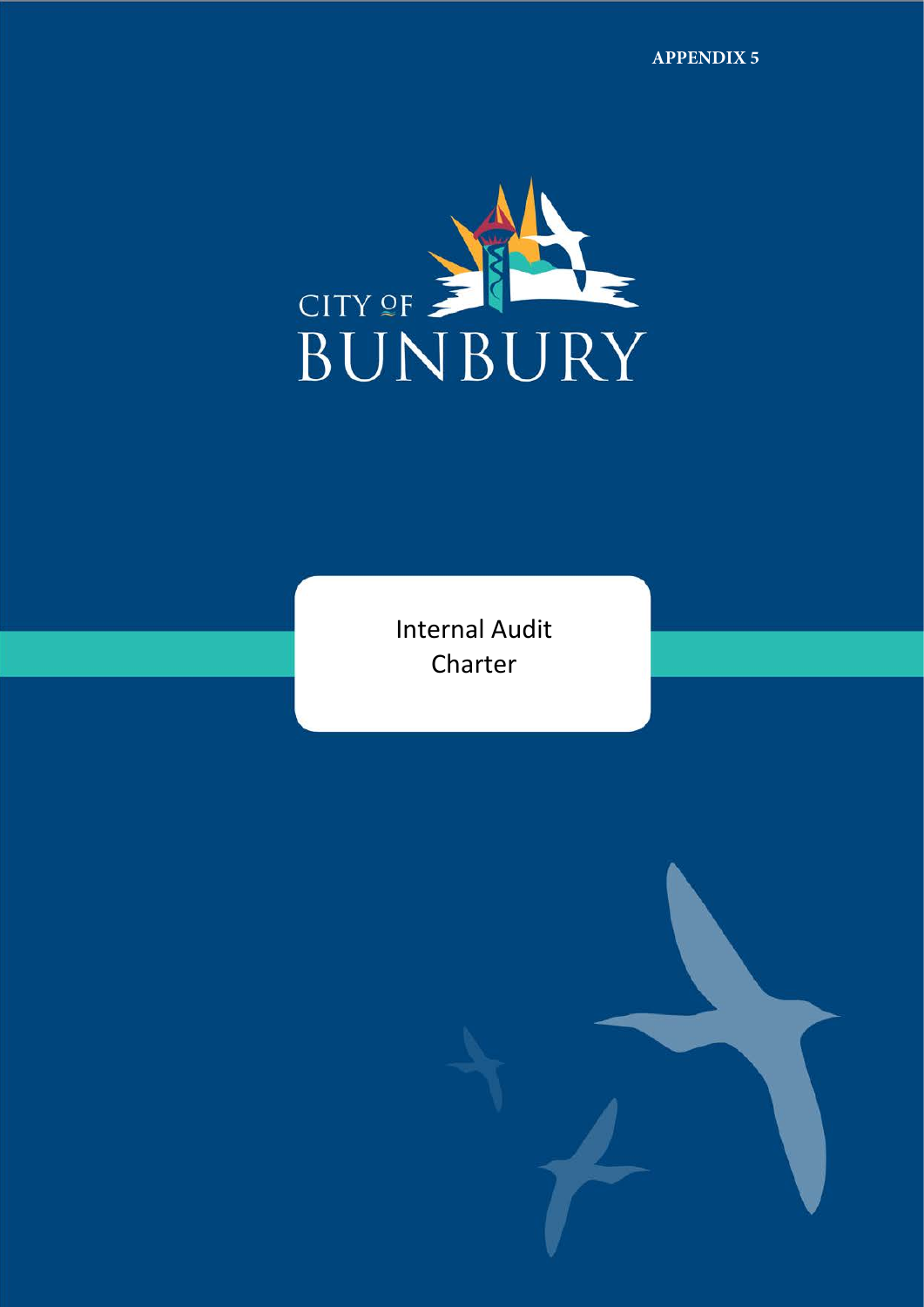APPENDIX 5

CITY OF BUNBURY

# Internal Audit Charter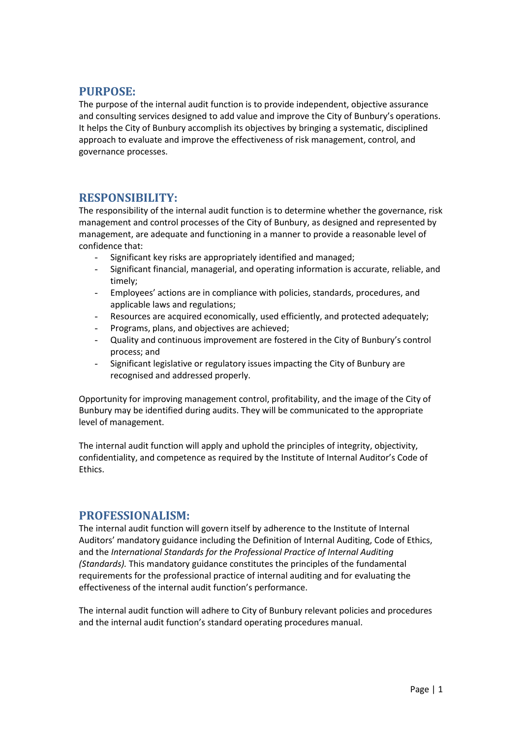## PURPOSE:

The purpose of the internal audit function is to provide independent, objective assurance and consulting services designed to add value and improve the City of Bunbury's operations. It helps the City of Bunbury accomplish its objectives by bringing a systematic, disciplined approach to evaluate and improve the effectiveness of risk management, control, and governance processes.

## RESPONSIBILITY:

The responsibility of the internal audit function is to determine whether the governance, risk management and control processes of the City of Bunbury, as designed and represented by management, are adequate and functioning in a manner to provide a reasonable level of confidence that:

- Significant key risks are appropriately identified and managed;
- Significant financial, managerial, and operating information is accurate, reliable, and timely;
- Employees' actions are in compliance with policies, standards, procedures, and applicable laws and regulations;
- Resources are acquired economically, used efficiently, and protected adequately;
- Programs, plans, and objectives are achieved;
- Quality and continuous improvement are fostered in the City of Bunbury's control process; and
- Significant legislative or regulatory issues impacting the City of Bunbury are recognised and addressed properly.

Opportunity for improving management control, profitability, and the image of the City of Bunbury may be identified during audits. They will be communicated to the appropriate level of management.

The internal audit function will apply and uphold the principles of integrity, objectivity, confidentiality, and competence as required by the Institute of Internal Auditor's Code of Ethics.

## PROFESSIONALISM:

The internal audit function will govern itself by adherence to the Institute of Internal Auditors' mandatory guidance including the Definition of Internal Auditing, Code of Ethics, and the *International Standards for the Professional Practice of Internal Auditing (Standards).* This mandatory guidance constitutes the principles of the fundamental requirements for the professional practice of internal auditing and for evaluating the effectiveness of the internal audit function's performance.

The internal audit function will adhere to City of Bunbury relevant policies and procedures and the internal audit function's standard operating procedures manual.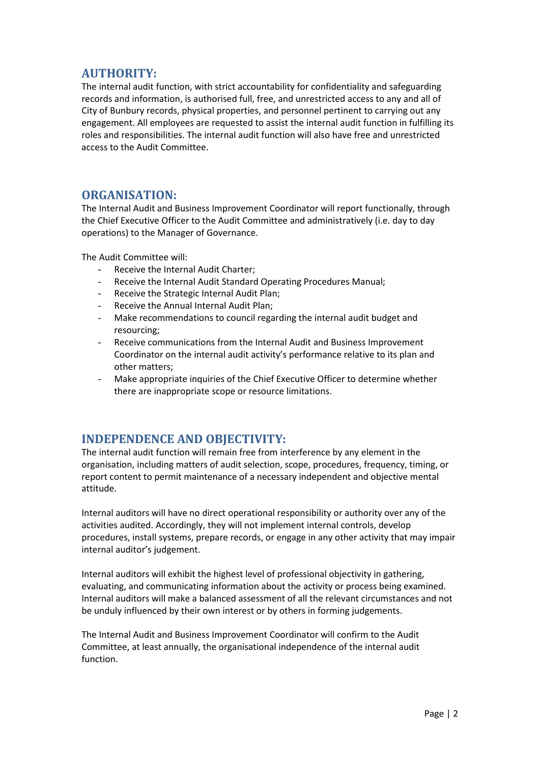## AUTHORITY:

The internal audit function, with strict accountability for confidentiality and safeguarding records and information, is authorised full, free, and unrestricted access to any and all of City of Bunbury records, physical properties, and personnel pertinent to carrying out any engagement. All employees are requested to assist the internal audit function in fulfilling its roles and responsibilities. The internal audit function will also have free and unrestricted access to the Audit Committee.

## ORGANISATION:

The Internal Audit and Business Improvement Coordinator will report functionally, through the Chief Executive Officer to the Audit Committee and administratively (i.e. day to day operations) to the Manager of Governance.

The Audit Committee will:

- Receive the Internal Audit Charter;
- Receive the Internal Audit Standard Operating Procedures Manual;
- Receive the Strategic Internal Audit Plan;
- Receive the Annual Internal Audit Plan;
- Make recommendations to council regarding the internal audit budget and resourcing;
- Receive communications from the Internal Audit and Business Improvement Coordinator on the internal audit activity's performance relative to its plan and other matters;
- Make appropriate inquiries of the Chief Executive Officer to determine whether there are inappropriate scope or resource limitations.

## INDEPENDENCE AND OBJECTIVITY:

The internal audit function will remain free from interference by any element in the organisation, including matters of audit selection, scope, procedures, frequency, timing, or report content to permit maintenance of a necessary independent and objective mental attitude.

Internal auditors will have no direct operational responsibility or authority over any of the activities audited. Accordingly, they will not implement internal controls, develop procedures, install systems, prepare records, or engage in any other activity that may impair internal auditor's judgement.

Internal auditors will exhibit the highest level of professional objectivity in gathering, evaluating, and communicating information about the activity or process being examined. Internal auditors will make a balanced assessment of all the relevant circumstances and not be unduly influenced by their own interest or by others in forming judgements.

The Internal Audit and Business Improvement Coordinator will confirm to the Audit Committee, at least annually, the organisational independence of the internal audit function.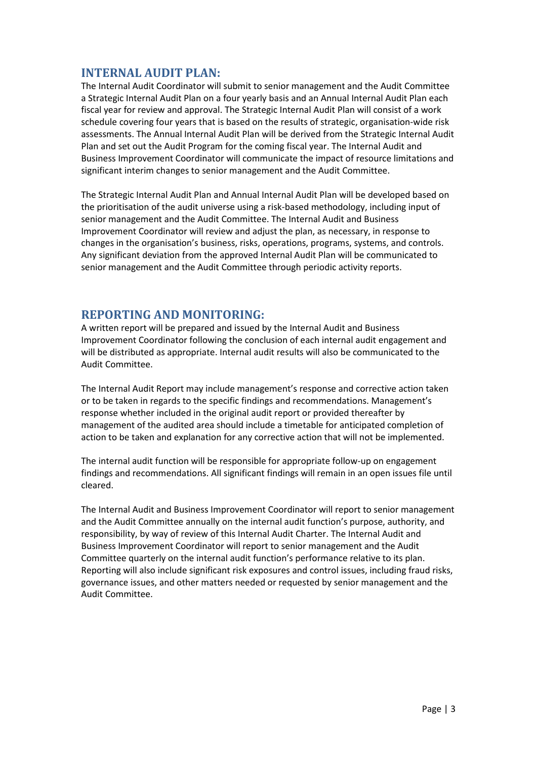## INTERNAL AUDIT PLAN:

The Internal Audit Coordinator will submit to senior management and the Audit Committee a Strategic Internal Audit Plan on a four yearly basis and an Annual Internal Audit Plan each fiscal year for review and approval. The Strategic Internal Audit Plan will consist of a work schedule covering four years that is based on the results of strategic, organisation-wide risk assessments. The Annual Internal Audit Plan will be derived from the Strategic Internal Audit Plan and set out the Audit Program for the coming fiscal year. The Internal Audit and Business Improvement Coordinator will communicate the impact of resource limitations and significant interim changes to senior management and the Audit Committee.

The Strategic Internal Audit Plan and Annual Internal Audit Plan will be developed based on the prioritisation of the audit universe using a risk-based methodology, including input of senior management and the Audit Committee. The Internal Audit and Business Improvement Coordinator will review and adjust the plan, as necessary, in response to changes in the organisation's business, risks, operations, programs, systems, and controls. Any significant deviation from the approved Internal Audit Plan will be communicated to senior management and the Audit Committee through periodic activity reports.

## REPORTING AND MONITORING:

A written report will be prepared and issued by the Internal Audit and Business Improvement Coordinator following the conclusion of each internal audit engagement and will be distributed as appropriate. Internal audit results will also be communicated to the Audit Committee.

The Internal Audit Report may include management's response and corrective action taken or to be taken in regards to the specific findings and recommendations. Management's response whether included in the original audit report or provided thereafter by management of the audited area should include a timetable for anticipated completion of action to be taken and explanation for any corrective action that will not be implemented.

The internal audit function will be responsible for appropriate follow-up on engagement findings and recommendations. All significant findings will remain in an open issues file until cleared.

The Internal Audit and Business Improvement Coordinator will report to senior management and the Audit Committee annually on the internal audit function's purpose, authority, and responsibility, by way of review of this Internal Audit Charter. The Internal Audit and Business Improvement Coordinator will report to senior management and the Audit Committee quarterly on the internal audit function's performance relative to its plan. Reporting will also include significant risk exposures and control issues, including fraud risks, governance issues, and other matters needed or requested by senior management and the Audit Committee.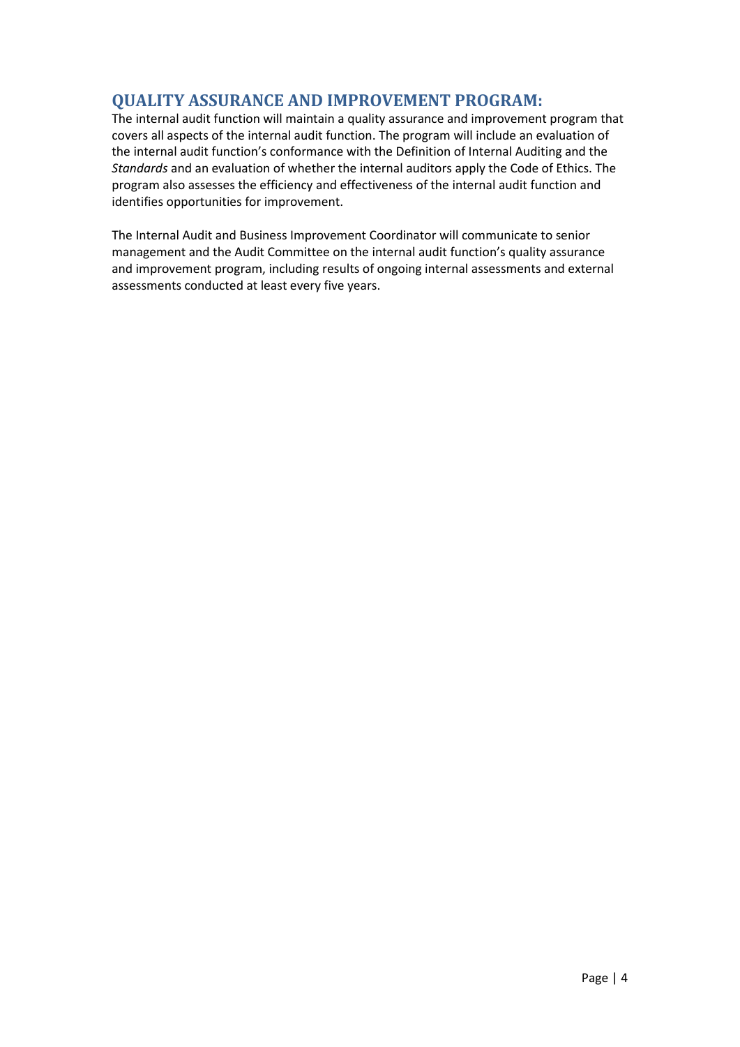## QUALITY ASSURANCE AND IMPROVEMENT PROGRAM:

The internal audit function will maintain a quality assurance and improvement program that covers all aspects of the internal audit function. The program will include an evaluation of the internal audit function's conformance with the Definition of Internal Auditing and the *Standards* and an evaluation of whether the internal auditors apply the Code of Ethics. The program also assesses the efficiency and effectiveness of the internal audit function and identifies opportunities for improvement.

The Internal Audit and Business Improvement Coordinator will communicate to senior management and the Audit Committee on the internal audit function's quality assurance and improvement program, including results of ongoing internal assessments and external assessments conducted at least every five years.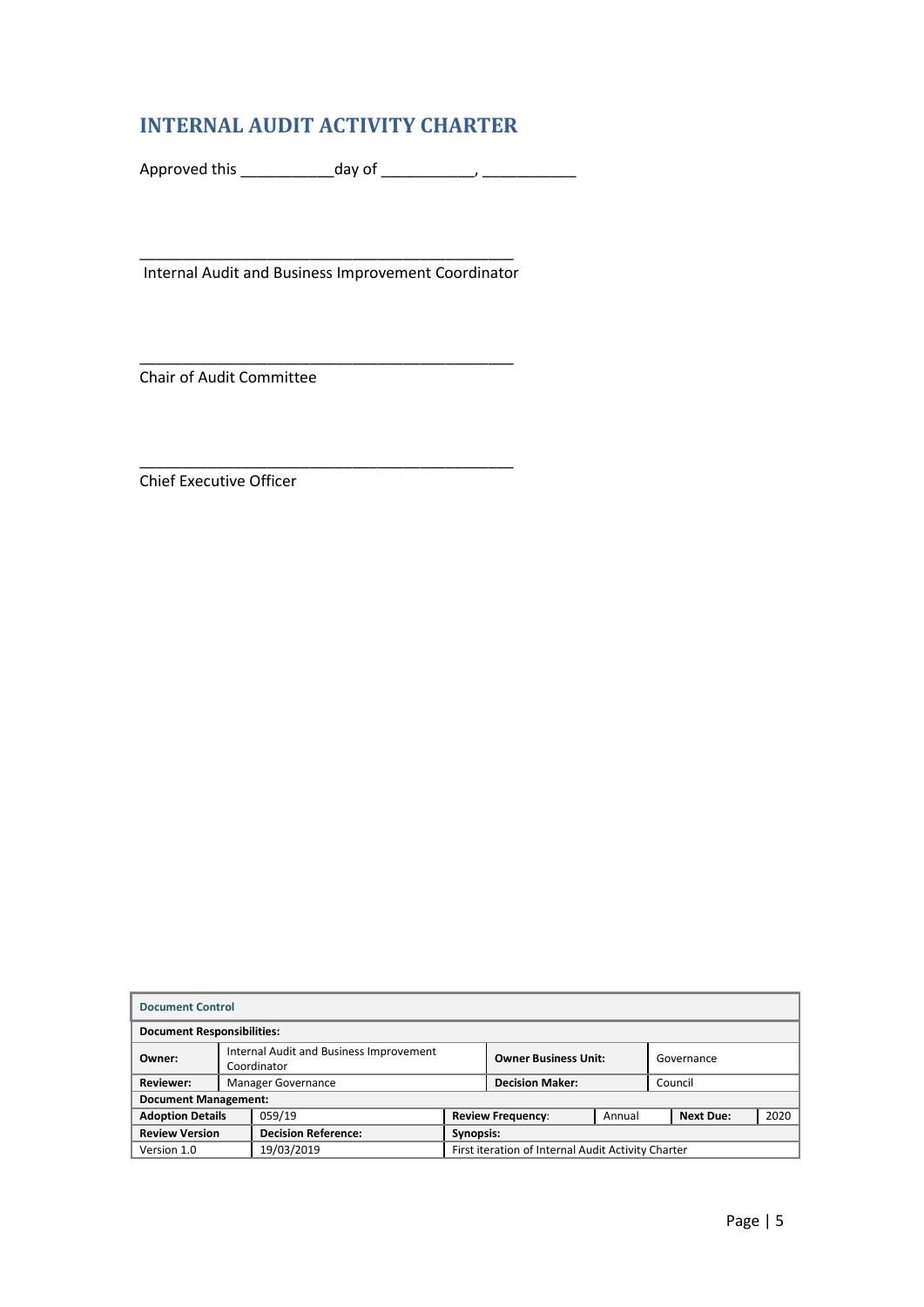# INTERNAL AUDIT ACTIVITY CHARTER

Approved this ___________day of ___________, ___________

_______________________________________________
Internal Audit and Business Improvement Coordinator

_______________________________________________
Chair of Audit Committee

_______________________________________________
Chief Executive Officer

| **Document Control** | | | | | | |
|---|---|---|---|---|---|---|
| **Document Responsibilities:** | | | | | | |
| **Owner:** | Internal Audit and Business Improvement Coordinator | | **Owner Business Unit:** | | Governance | |
| **Reviewer:** | Manager Governance | | **Decision Maker:** | | Council | |
| **Document Management:** | | | | | | |
| **Adoption Details** | 059/19 | **Review Frequency**: | Annual | **Next Due:** | 2020 | |
| **Review Version** | **Decision Reference:** | **Synopsis:** | | | | |
| Version 1.0 | 19/03/2019 | First iteration of Internal Audit Activity Charter | | | | |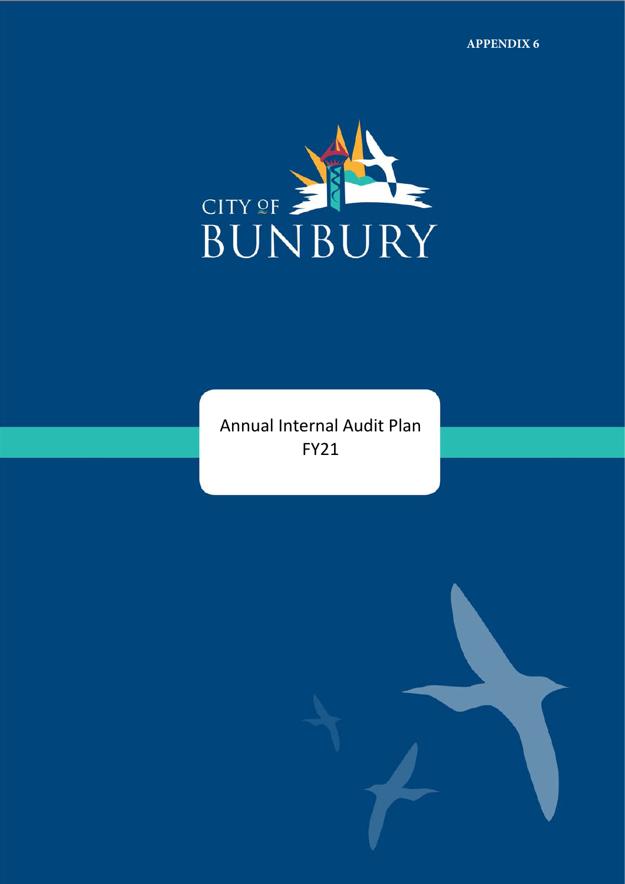APPENDIX 6

CITY OF BUNBURY

# Annual Internal Audit Plan FY21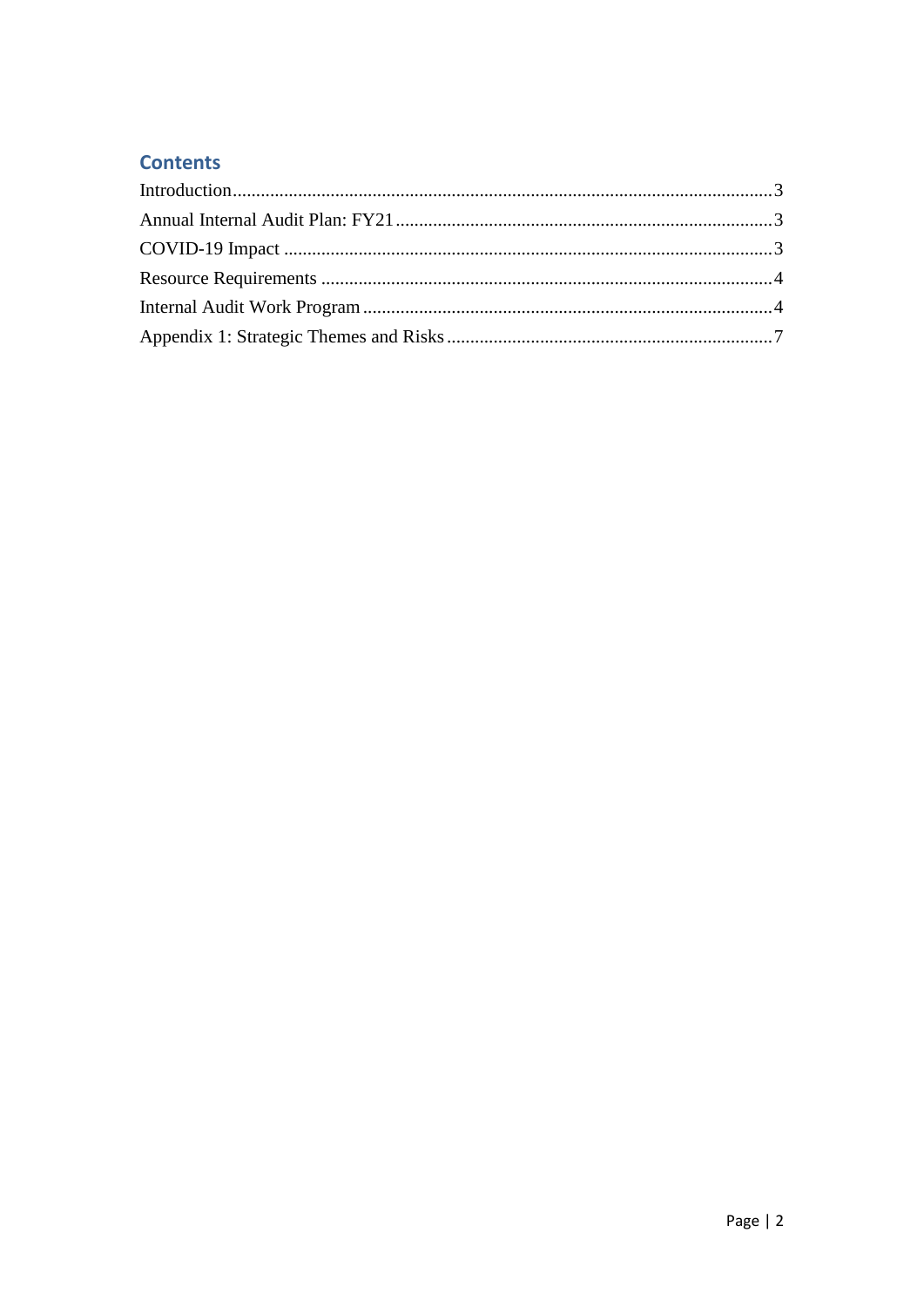## Contents

Introduction....................................................................................................................3
Annual Internal Audit Plan: FY21................................................................................3
COVID-19 Impact .........................................................................................................3
Resource Requirements ................................................................................................4
Internal Audit Work Program .......................................................................................4
Appendix 1: Strategic Themes and Risks .....................................................................7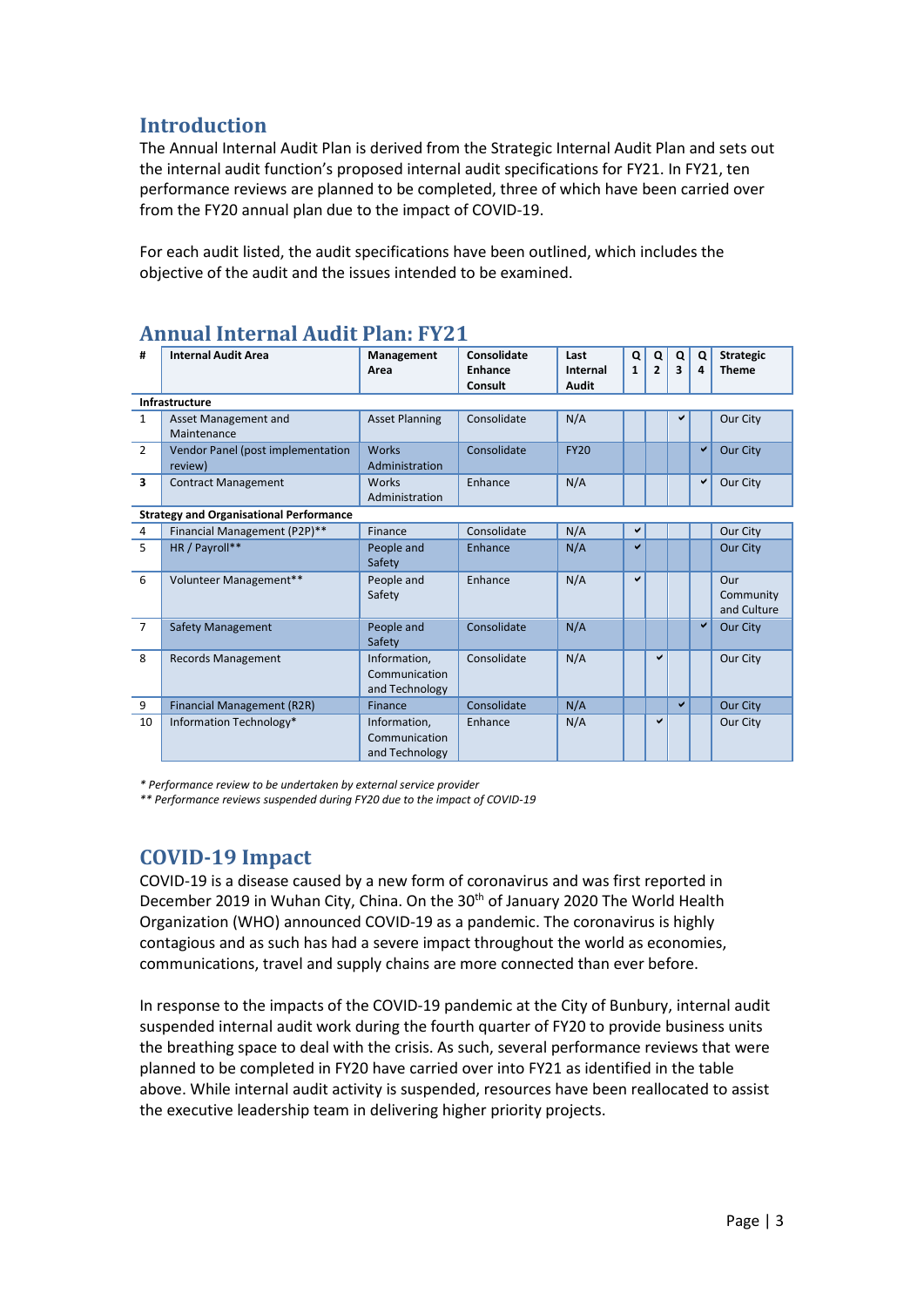## Introduction

The Annual Internal Audit Plan is derived from the Strategic Internal Audit Plan and sets out the internal audit function's proposed internal audit specifications for FY21. In FY21, ten performance reviews are planned to be completed, three of which have been carried over from the FY20 annual plan due to the impact of COVID-19.

For each audit listed, the audit specifications have been outlined, which includes the objective of the audit and the issues intended to be examined.

## Annual Internal Audit Plan: FY21

| # | Internal Audit Area | Management Area | Consolidate Enhance Consult | Last Internal Audit | Q 1 | Q 2 | Q 3 | Q 4 | Strategic Theme |
|---|---|---|---|---|---|---|---|---|---|
| **Infrastructure** | | | | | | | | | |
| 1 | Asset Management and Maintenance | Asset Planning | Consolidate | N/A | | | ✔ | | Our City |
| 2 | Vendor Panel (post implementation review) | Works Administration | Consolidate | FY20 | | | | ✔ | Our City |
| **3** | Contract Management | Works Administration | Enhance | N/A | | | | ✔ | Our City |
| **Strategy and Organisational Performance** | | | | | | | | | |
| 4 | Financial Management (P2P)** | Finance | Consolidate | N/A | ✔ | | | | Our City |
| 5 | HR / Payroll** | People and Safety | Enhance | N/A | ✔ | | | | Our City |
| 6 | Volunteer Management** | People and Safety | Enhance | N/A | ✔ | | | | Our Community and Culture |
| 7 | Safety Management | People and Safety | Consolidate | N/A | | | | ✔ | Our City |
| 8 | Records Management | Information, Communication and Technology | Consolidate | N/A | | ✔ | | | Our City |
| 9 | Financial Management (R2R) | Finance | Consolidate | N/A | | | ✔ | | Our City |
| 10 | Information Technology* | Information, Communication and Technology | Enhance | N/A | | ✔ | | | Our City |

*\* Performance review to be undertaken by external service provider*

*\*\* Performance reviews suspended during FY20 due to the impact of COVID-19*

## COVID-19 Impact

COVID-19 is a disease caused by a new form of coronavirus and was first reported in December 2019 in Wuhan City, China. On the 30th of January 2020 The World Health Organization (WHO) announced COVID-19 as a pandemic. The coronavirus is highly contagious and as such has had a severe impact throughout the world as economies, communications, travel and supply chains are more connected than ever before.

In response to the impacts of the COVID-19 pandemic at the City of Bunbury, internal audit suspended internal audit work during the fourth quarter of FY20 to provide business units the breathing space to deal with the crisis. As such, several performance reviews that were planned to be completed in FY20 have carried over into FY21 as identified in the table above. While internal audit activity is suspended, resources have been reallocated to assist the executive leadership team in delivering higher priority projects.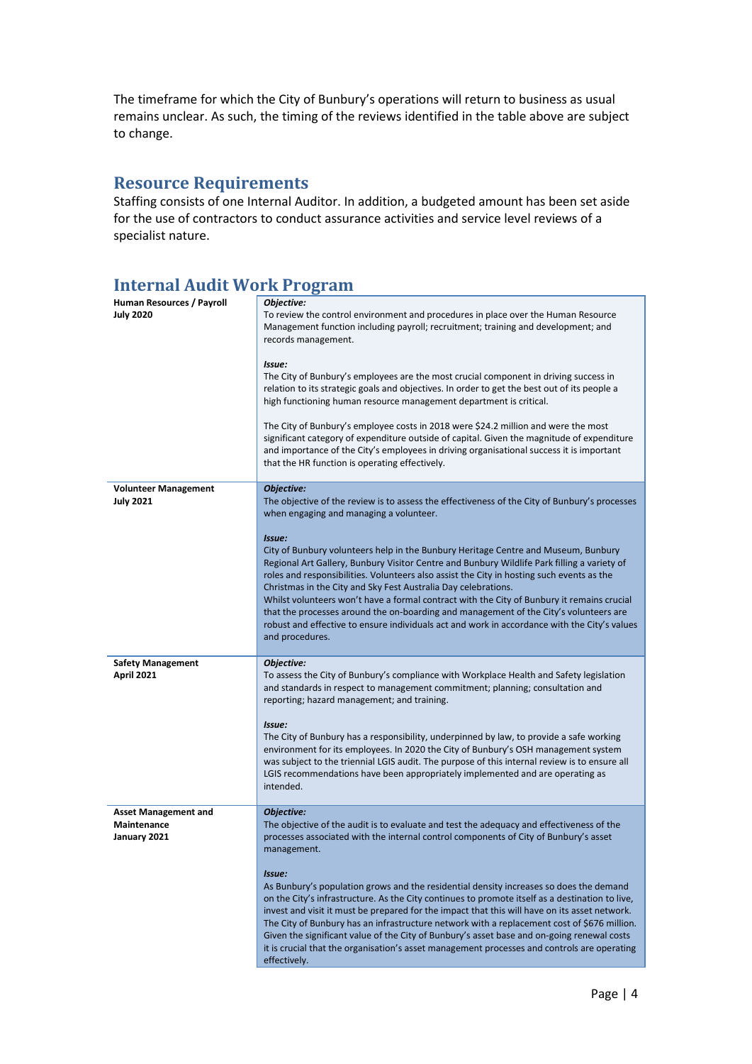The timeframe for which the City of Bunbury's operations will return to business as usual remains unclear. As such, the timing of the reviews identified in the table above are subject to change.

## Resource Requirements

Staffing consists of one Internal Auditor. In addition, a budgeted amount has been set aside for the use of contractors to conduct assurance activities and service level reviews of a specialist nature.

## Internal Audit Work Program

| | |
|---|---|
| **Human Resources / Payroll**<br>**July 2020** | ***Objective:***<br>To review the control environment and procedures in place over the Human Resource Management function including payroll; recruitment; training and development; and records management.<br><br>***Issue:***<br>The City of Bunbury's employees are the most crucial component in driving success in relation to its strategic goals and objectives. In order to get the best out of its people a high functioning human resource management department is critical.<br><br>The City of Bunbury's employee costs in 2018 were $24.2 million and were the most significant category of expenditure outside of capital. Given the magnitude of expenditure and importance of the City's employees in driving organisational success it is important that the HR function is operating effectively. |
| **Volunteer Management**<br>**July 2021** | ***Objective:***<br>The objective of the review is to assess the effectiveness of the City of Bunbury's processes when engaging and managing a volunteer.<br><br>***Issue:***<br>City of Bunbury volunteers help in the Bunbury Heritage Centre and Museum, Bunbury Regional Art Gallery, Bunbury Visitor Centre and Bunbury Wildlife Park filling a variety of roles and responsibilities. Volunteers also assist the City in hosting such events as the Christmas in the City and Sky Fest Australia Day celebrations.<br>Whilst volunteers won't have a formal contract with the City of Bunbury it remains crucial that the processes around the on-boarding and management of the City's volunteers are robust and effective to ensure individuals act and work in accordance with the City's values and procedures. |
| **Safety Management**<br>**April 2021** | ***Objective:***<br>To assess the City of Bunbury's compliance with Workplace Health and Safety legislation and standards in respect to management commitment; planning; consultation and reporting; hazard management; and training.<br><br>***Issue:***<br>The City of Bunbury has a responsibility, underpinned by law, to provide a safe working environment for its employees. In 2020 the City of Bunbury's OSH management system was subject to the triennial LGIS audit. The purpose of this internal review is to ensure all LGIS recommendations have been appropriately implemented and are operating as intended. |
| **Asset Management and Maintenance**<br>**January 2021** | ***Objective:***<br>The objective of the audit is to evaluate and test the adequacy and effectiveness of the processes associated with the internal control components of City of Bunbury's asset management.<br><br>***Issue:***<br>As Bunbury's population grows and the residential density increases so does the demand on the City's infrastructure. As the City continues to promote itself as a destination to live, invest and visit it must be prepared for the impact that this will have on its asset network. The City of Bunbury has an infrastructure network with a replacement cost of $676 million. Given the significant value of the City of Bunbury's asset base and on-going renewal costs it is crucial that the organisation's asset management processes and controls are operating effectively. |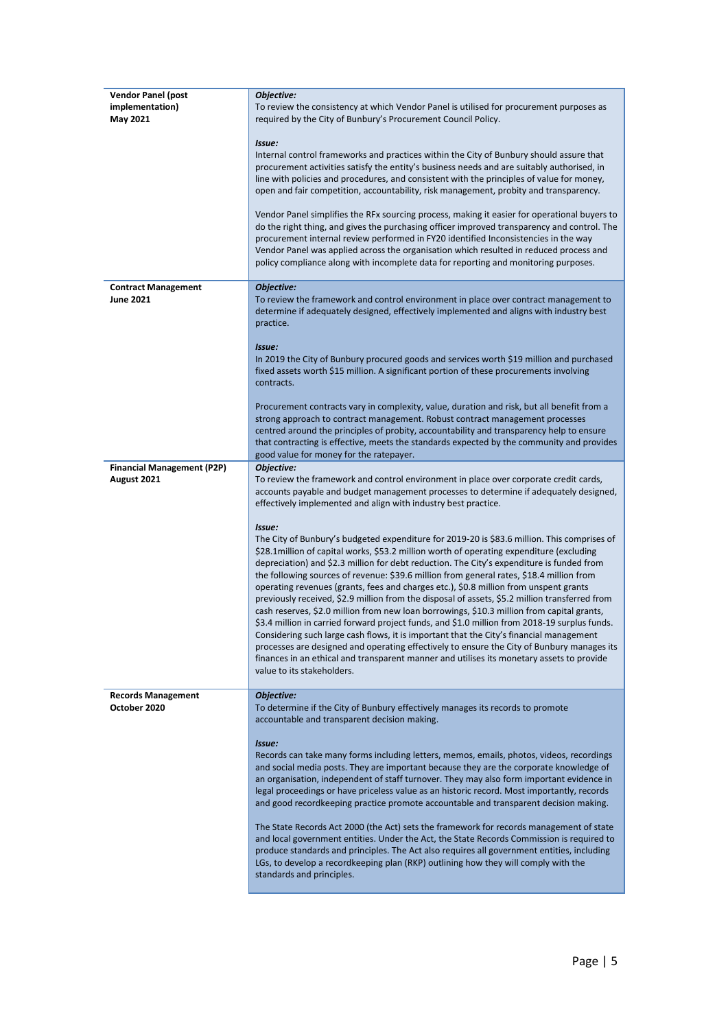| | |
|---|---|
| **Vendor Panel (post implementation)**<br>**May 2021** | ***Objective:***<br>To review the consistency at which Vendor Panel is utilised for procurement purposes as required by the City of Bunbury's Procurement Council Policy.<br><br>***Issue:***<br>Internal control frameworks and practices within the City of Bunbury should assure that procurement activities satisfy the entity's business needs and are suitably authorised, in line with policies and procedures, and consistent with the principles of value for money, open and fair competition, accountability, risk management, probity and transparency.<br><br>Vendor Panel simplifies the RFx sourcing process, making it easier for operational buyers to do the right thing, and gives the purchasing officer improved transparency and control. The procurement internal review performed in FY20 identified Inconsistencies in the way Vendor Panel was applied across the organisation which resulted in reduced process and policy compliance along with incomplete data for reporting and monitoring purposes. |
| **Contract Management**<br>**June 2021** | ***Objective:***<br>To review the framework and control environment in place over contract management to determine if adequately designed, effectively implemented and aligns with industry best practice.<br><br>***Issue:***<br>In 2019 the City of Bunbury procured goods and services worth $19 million and purchased fixed assets worth $15 million. A significant portion of these procurements involving contracts.<br><br>Procurement contracts vary in complexity, value, duration and risk, but all benefit from a strong approach to contract management. Robust contract management processes centred around the principles of probity, accountability and transparency help to ensure that contracting is effective, meets the standards expected by the community and provides good value for money for the ratepayer. |
| **Financial Management (P2P)**<br>**August 2021** | ***Objective:***<br>To review the framework and control environment in place over corporate credit cards, accounts payable and budget management processes to determine if adequately designed, effectively implemented and align with industry best practice.<br><br>***Issue:***<br>The City of Bunbury's budgeted expenditure for 2019-20 is $83.6 million. This comprises of $28.1million of capital works, $53.2 million worth of operating expenditure (excluding depreciation) and $2.3 million for debt reduction. The City's expenditure is funded from the following sources of revenue: $39.6 million from general rates, $18.4 million from operating revenues (grants, fees and charges etc.), $0.8 million from unspent grants previously received, $2.9 million from the disposal of assets, $5.2 million transferred from cash reserves, $2.0 million from new loan borrowings, $10.3 million from capital grants, $3.4 million in carried forward project funds, and $1.0 million from 2018-19 surplus funds. Considering such large cash flows, it is important that the City's financial management processes are designed and operating effectively to ensure the City of Bunbury manages its finances in an ethical and transparent manner and utilises its monetary assets to provide value to its stakeholders. |
| **Records Management**<br>**October 2020** | ***Objective:***<br>To determine if the City of Bunbury effectively manages its records to promote accountable and transparent decision making.<br><br>***Issue:***<br>Records can take many forms including letters, memos, emails, photos, videos, recordings and social media posts. They are important because they are the corporate knowledge of an organisation, independent of staff turnover. They may also form important evidence in legal proceedings or have priceless value as an historic record. Most importantly, records and good recordkeeping practice promote accountable and transparent decision making.<br><br>The State Records Act 2000 (the Act) sets the framework for records management of state and local government entities. Under the Act, the State Records Commission is required to produce standards and principles. The Act also requires all government entities, including LGs, to develop a recordkeeping plan (RKP) outlining how they will comply with the standards and principles. |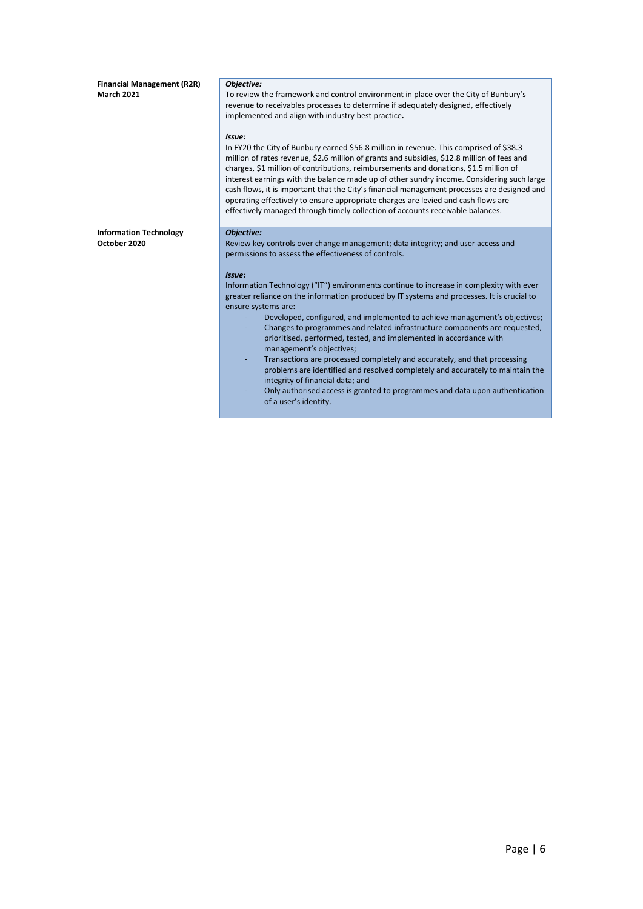| | |
|---|---|
| **Financial Management (R2R)**<br>**March 2021** | ***Objective:***<br>To review the framework and control environment in place over the City of Bunbury's revenue to receivables processes to determine if adequately designed, effectively implemented and align with industry best practice.<br><br>***Issue:***<br>In FY20 the City of Bunbury earned $56.8 million in revenue. This comprised of $38.3 million of rates revenue, $2.6 million of grants and subsidies, $12.8 million of fees and charges, $1 million of contributions, reimbursements and donations, $1.5 million of interest earnings with the balance made up of other sundry income. Considering such large cash flows, it is important that the City's financial management processes are designed and operating effectively to ensure appropriate charges are levied and cash flows are effectively managed through timely collection of accounts receivable balances. |
| **Information Technology**<br>**October 2020** | ***Objective:***<br>Review key controls over change management; data integrity; and user access and permissions to assess the effectiveness of controls.<br><br>***Issue:***<br>Information Technology ("IT") environments continue to increase in complexity with ever greater reliance on the information produced by IT systems and processes. It is crucial to ensure systems are:<br>- Developed, configured, and implemented to achieve management's objectives;<br>- Changes to programmes and related infrastructure components are requested, prioritised, performed, tested, and implemented in accordance with management's objectives;<br>- Transactions are processed completely and accurately, and that processing problems are identified and resolved completely and accurately to maintain the integrity of financial data; and<br>- Only authorised access is granted to programmes and data upon authentication of a user's identity. |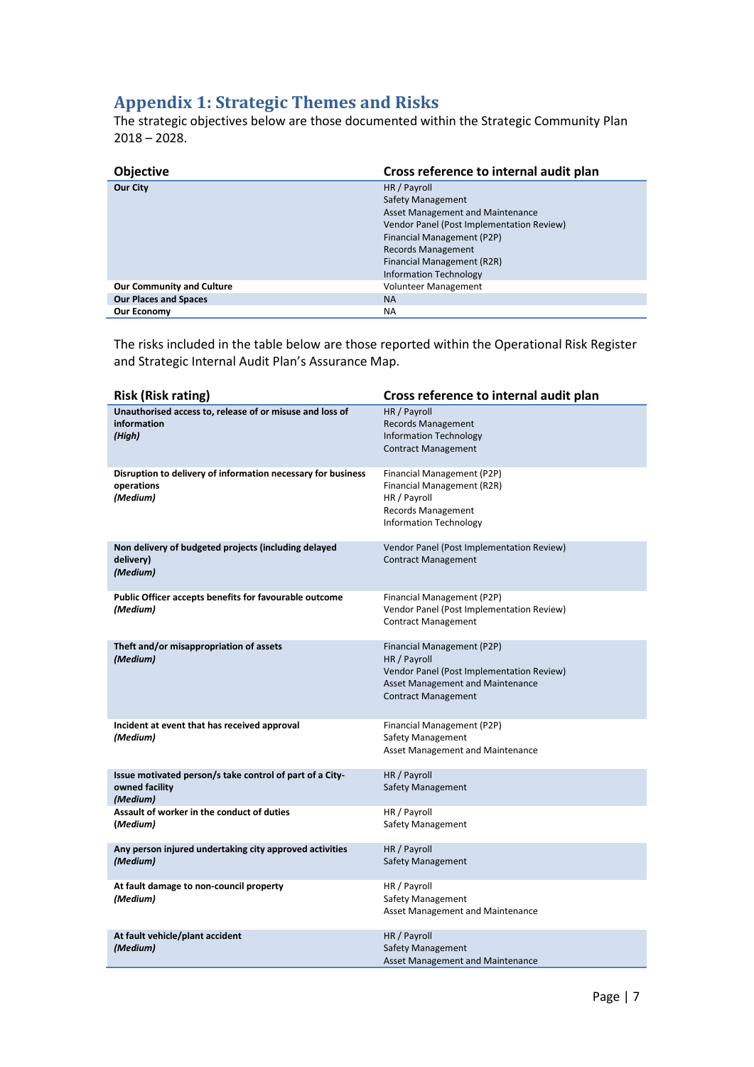## Appendix 1: Strategic Themes and Risks

The strategic objectives below are those documented within the Strategic Community Plan 2018 – 2028.

| Objective | Cross reference to internal audit plan |
|---|---|
| **Our City** | HR / Payroll<br>Safety Management<br>Asset Management and Maintenance<br>Vendor Panel (Post Implementation Review)<br>Financial Management (P2P)<br>Records Management<br>Financial Management (R2R)<br>Information Technology |
| **Our Community and Culture** | Volunteer Management |
| **Our Places and Spaces** | NA |
| **Our Economy** | NA |

The risks included in the table below are those reported within the Operational Risk Register and Strategic Internal Audit Plan's Assurance Map.

| Risk (Risk rating) | Cross reference to internal audit plan |
|---|---|
| **Unauthorised access to, release of or misuse and loss of information**<br>***(High)*** | HR / Payroll<br>Records Management<br>Information Technology<br>Contract Management |
| **Disruption to delivery of information necessary for business operations**<br>***(Medium)*** | Financial Management (P2P)<br>Financial Management (R2R)<br>HR / Payroll<br>Records Management<br>Information Technology |
| **Non delivery of budgeted projects (including delayed delivery)**<br>***(Medium)*** | Vendor Panel (Post Implementation Review)<br>Contract Management |
| **Public Officer accepts benefits for favourable outcome**<br>***(Medium)*** | Financial Management (P2P)<br>Vendor Panel (Post Implementation Review)<br>Contract Management |
| **Theft and/or misappropriation of assets**<br>***(Medium)*** | Financial Management (P2P)<br>HR / Payroll<br>Vendor Panel (Post Implementation Review)<br>Asset Management and Maintenance<br>Contract Management |
| **Incident at event that has received approval**<br>***(Medium)*** | Financial Management (P2P)<br>Safety Management<br>Asset Management and Maintenance |
| **Issue motivated person/s take control of part of a City-owned facility**<br>***(Medium)*** | HR / Payroll<br>Safety Management |
| **Assault of worker in the conduct of duties**<br>***(Medium)*** | HR / Payroll<br>Safety Management |
| **Any person injured undertaking city approved activities**<br>***(Medium)*** | HR / Payroll<br>Safety Management |
| **At fault damage to non-council property**<br>***(Medium)*** | HR / Payroll<br>Safety Management<br>Asset Management and Maintenance |
| **At fault vehicle/plant accident**<br>***(Medium)*** | HR / Payroll<br>Safety Management<br>Asset Management and Maintenance |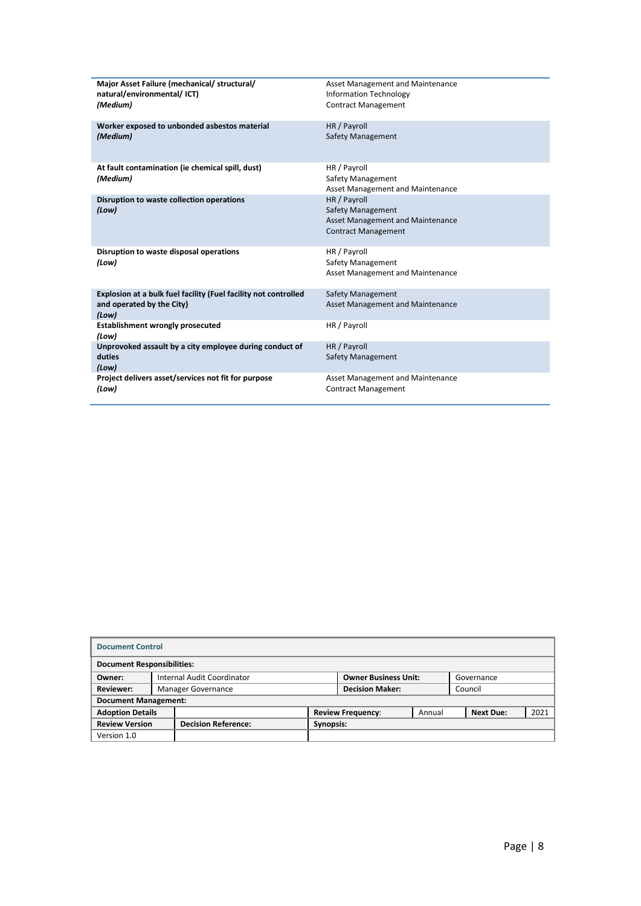| | |
|---|---|
| **Major Asset Failure (mechanical/ structural/ natural/environmental/ ICT)** ***(Medium)*** | Asset Management and Maintenance<br>Information Technology<br>Contract Management |
| **Worker exposed to unbonded asbestos material** ***(Medium)*** | HR / Payroll<br>Safety Management |
| **At fault contamination (ie chemical spill, dust)** ***(Medium)*** | HR / Payroll<br>Safety Management<br>Asset Management and Maintenance |
| **Disruption to waste collection operations** ***(Low)*** | HR / Payroll<br>Safety Management<br>Asset Management and Maintenance<br>Contract Management |
| **Disruption to waste disposal operations** ***(Low)*** | HR / Payroll<br>Safety Management<br>Asset Management and Maintenance |
| **Explosion at a bulk fuel facility (Fuel facility not controlled and operated by the City)** ***(Low)*** | Safety Management<br>Asset Management and Maintenance |
| **Establishment wrongly prosecuted** ***(Low)*** | HR / Payroll |
| **Unprovoked assault by a city employee during conduct of duties** ***(Low)*** | HR / Payroll<br>Safety Management |
| **Project delivers asset/services not fit for purpose** ***(Low)*** | Asset Management and Maintenance<br>Contract Management |

| **Document Control** | | | | | | |
|---|---|---|---|---|---|---|
| **Document Responsibilities:** | | | | | | |
| **Owner:** | Internal Audit Coordinator | | **Owner Business Unit:** | | Governance | |
| **Reviewer:** | Manager Governance | | **Decision Maker:** | | Council | |
| **Document Management:** | | | | | | |
| **Adoption Details** | | **Review Frequency:** | Annual | **Next Due:** | 2021 | |
| **Review Version** | **Decision Reference:** | **Synopsis:** | | | | |
| Version 1.0 | | | | | | |